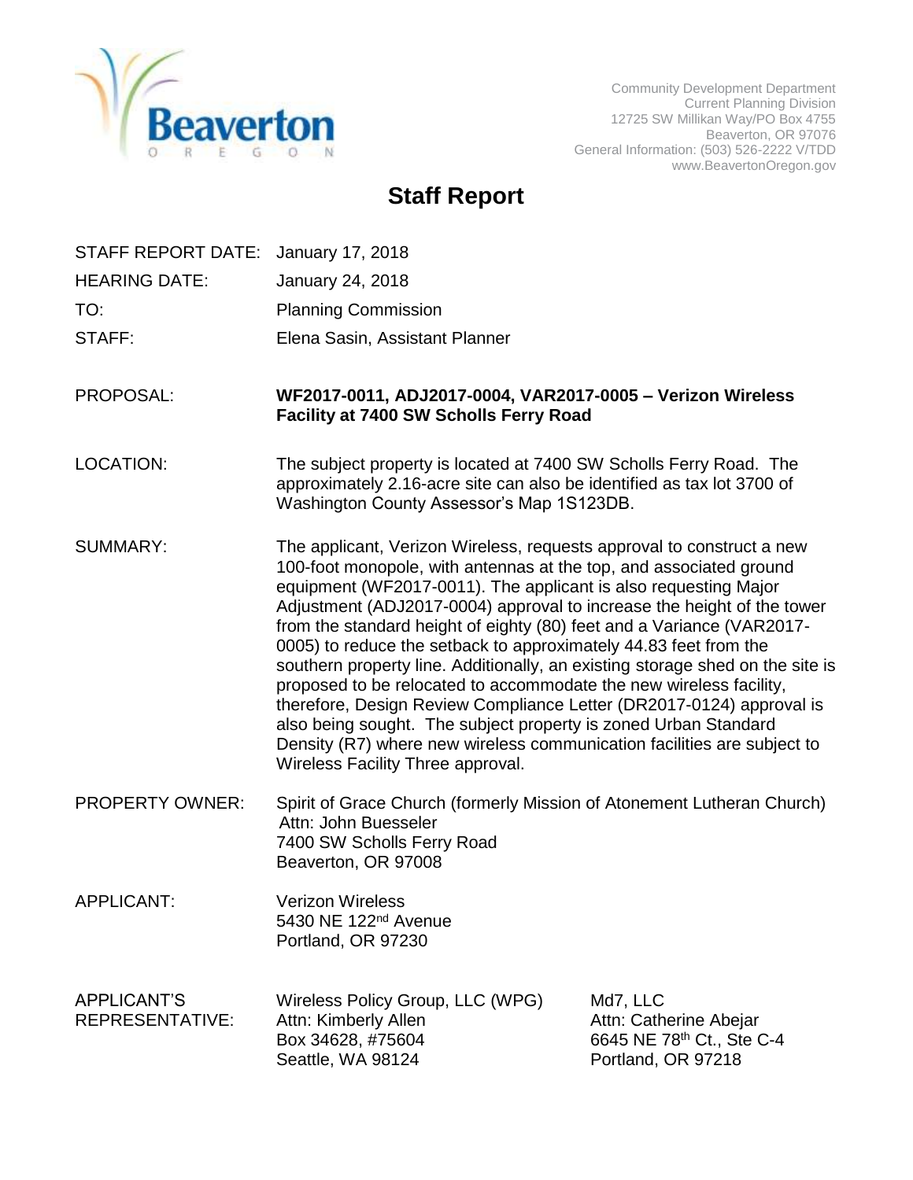Beaverton
OREGON

Community Development Department
Current Planning Division
12725 SW Millikan Way/PO Box 4755
Beaverton, OR 97076
General Information: (503) 526-2222 V/TDD
www.BeavertonOregon.gov

# Staff Report

STAFF REPORT DATE: January 17, 2018

HEARING DATE: January 24, 2018

TO: Planning Commission

STAFF: Elena Sasin, Assistant Planner

PROPOSAL: **WF2017-0011, ADJ2017-0004, VAR2017-0005 – Verizon Wireless Facility at 7400 SW Scholls Ferry Road**

LOCATION: The subject property is located at 7400 SW Scholls Ferry Road. The approximately 2.16-acre site can also be identified as tax lot 3700 of Washington County Assessor's Map 1S123DB.

SUMMARY: The applicant, Verizon Wireless, requests approval to construct a new 100-foot monopole, with antennas at the top, and associated ground equipment (WF2017-0011). The applicant is also requesting Major Adjustment (ADJ2017-0004) approval to increase the height of the tower from the standard height of eighty (80) feet and a Variance (VAR2017-0005) to reduce the setback to approximately 44.83 feet from the southern property line. Additionally, an existing storage shed on the site is proposed to be relocated to accommodate the new wireless facility, therefore, Design Review Compliance Letter (DR2017-0124) approval is also being sought. The subject property is zoned Urban Standard Density (R7) where new wireless communication facilities are subject to Wireless Facility Three approval.

PROPERTY OWNER: Spirit of Grace Church (formerly Mission of Atonement Lutheran Church)
Attn: John Buesseler
7400 SW Scholls Ferry Road
Beaverton, OR 97008

APPLICANT: Verizon Wireless
5430 NE 122nd Avenue
Portland, OR 97230

APPLICANT'S REPRESENTATIVE:

Wireless Policy Group, LLC (WPG)
Attn: Kimberly Allen
Box 34628, #75604
Seattle, WA 98124

Md7, LLC
Attn: Catherine Abejar
6645 NE 78th Ct., Ste C-4
Portland, OR 97218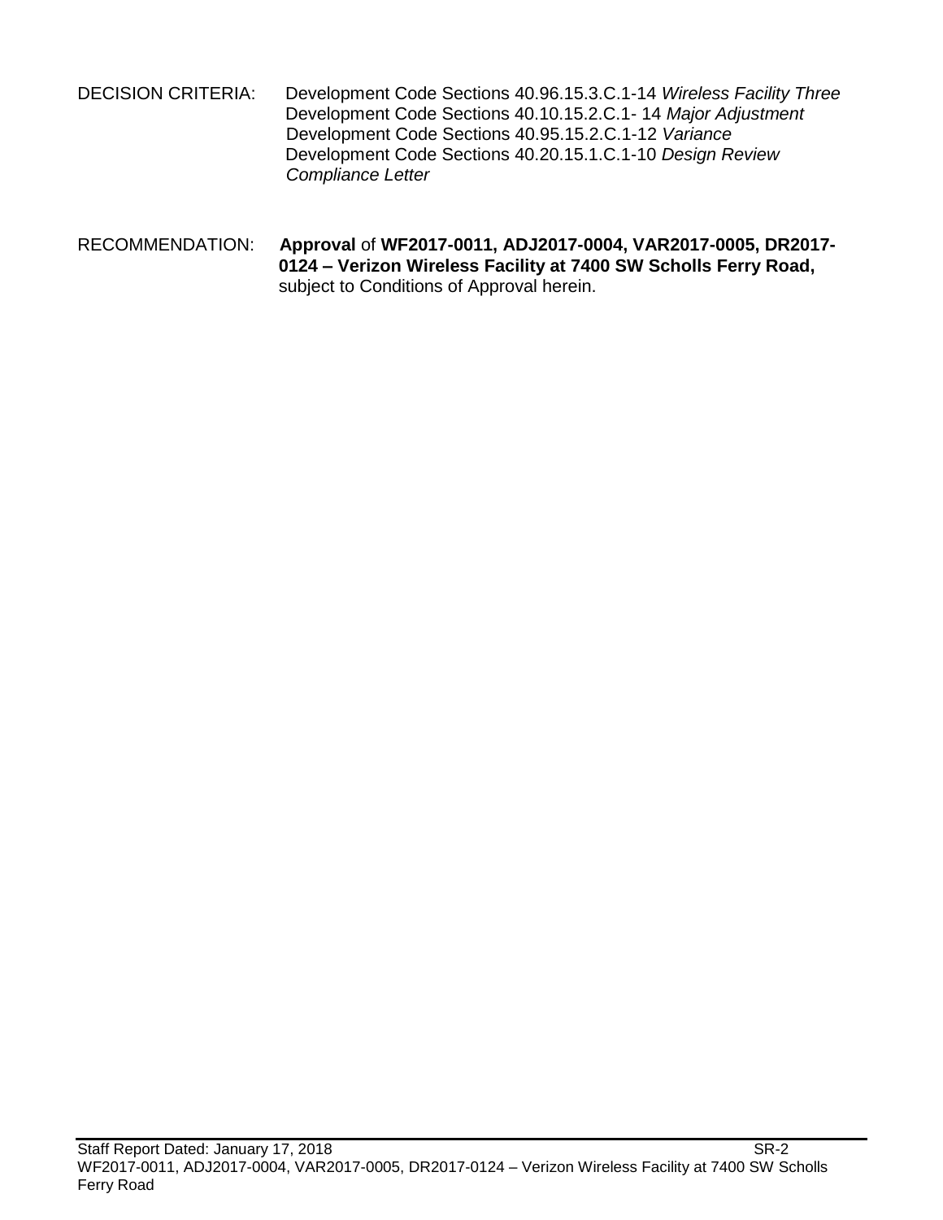DECISION CRITERIA: Development Code Sections 40.96.15.3.C.1-14 *Wireless Facility Three*
Development Code Sections 40.10.15.2.C.1- 14 *Major Adjustment*
Development Code Sections 40.95.15.2.C.1-12 *Variance*
Development Code Sections 40.20.15.1.C.1-10 *Design Review Compliance Letter*

RECOMMENDATION: **Approval** of **WF2017-0011, ADJ2017-0004, VAR2017-0005, DR2017-0124 – Verizon Wireless Facility at 7400 SW Scholls Ferry Road,** subject to Conditions of Approval herein.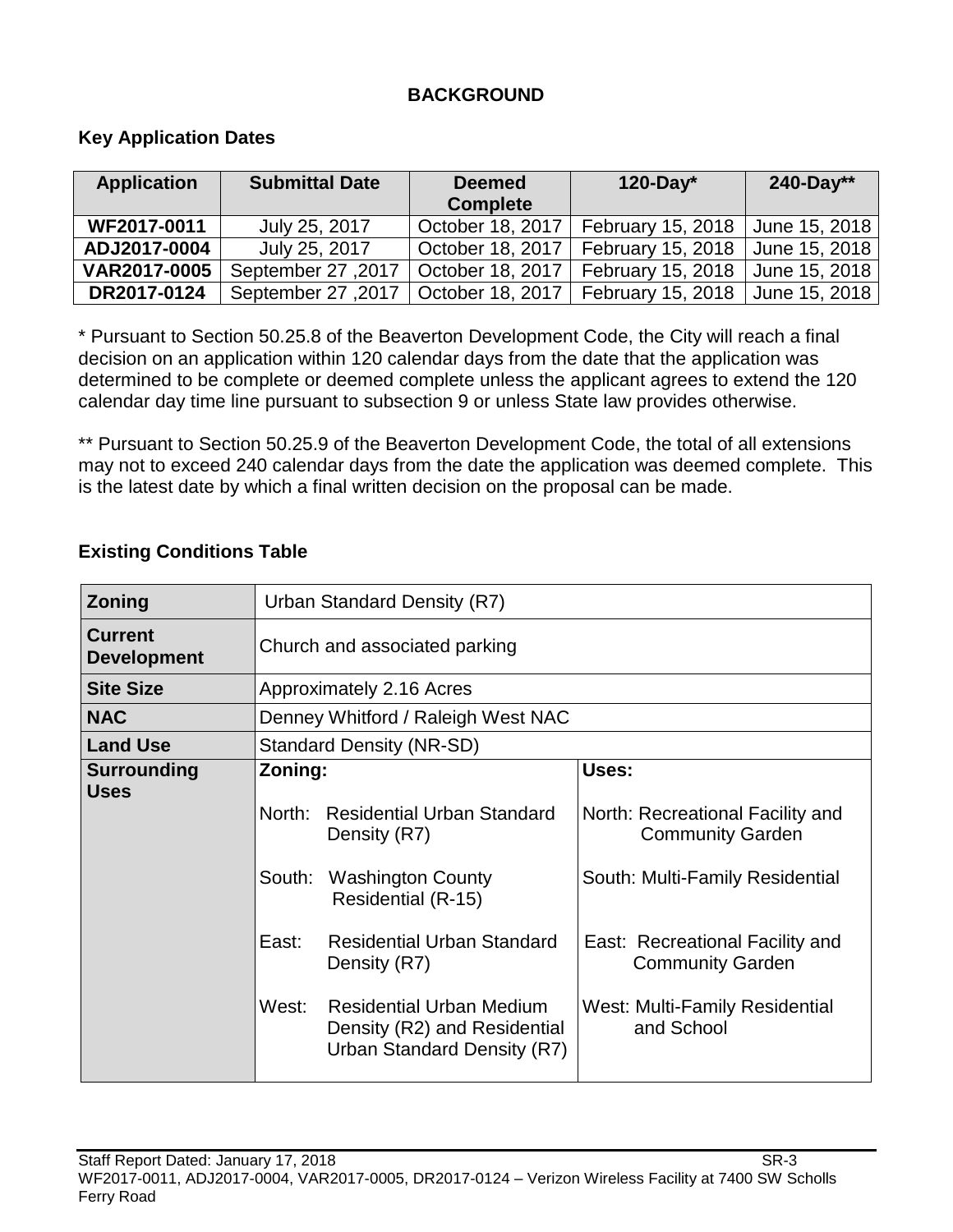## BACKGROUND

### Key Application Dates

| Application | Submittal Date | Deemed Complete | 120-Day* | 240-Day** |
|---|---|---|---|---|
| **WF2017-0011** | July 25, 2017 | October 18, 2017 | February 15, 2018 | June 15, 2018 |
| **ADJ2017-0004** | July 25, 2017 | October 18, 2017 | February 15, 2018 | June 15, 2018 |
| **VAR2017-0005** | September 27 ,2017 | October 18, 2017 | February 15, 2018 | June 15, 2018 |
| **DR2017-0124** | September 27 ,2017 | October 18, 2017 | February 15, 2018 | June 15, 2018 |

* Pursuant to Section 50.25.8 of the Beaverton Development Code, the City will reach a final decision on an application within 120 calendar days from the date that the application was determined to be complete or deemed complete unless the applicant agrees to extend the 120 calendar day time line pursuant to subsection 9 or unless State law provides otherwise.

** Pursuant to Section 50.25.9 of the Beaverton Development Code, the total of all extensions may not to exceed 240 calendar days from the date the application was deemed complete. This is the latest date by which a final written decision on the proposal can be made.

### Existing Conditions Table

| | | |
|---|---|---|
| **Zoning** | Urban Standard Density (R7) | |
| **Current Development** | Church and associated parking | |
| **Site Size** | Approximately 2.16 Acres | |
| **NAC** | Denney Whitford / Raleigh West NAC | |
| **Land Use** | Standard Density (NR-SD) | |
| **Surrounding Uses** | **Zoning:** | **Uses:** |
| | North: Residential Urban Standard Density (R7) | North: Recreational Facility and Community Garden |
| | South: Washington County Residential (R-15) | South: Multi-Family Residential |
| | East: Residential Urban Standard Density (R7) | East: Recreational Facility and Community Garden |
| | West: Residential Urban Medium Density (R2) and Residential Urban Standard Density (R7) | West: Multi-Family Residential and School |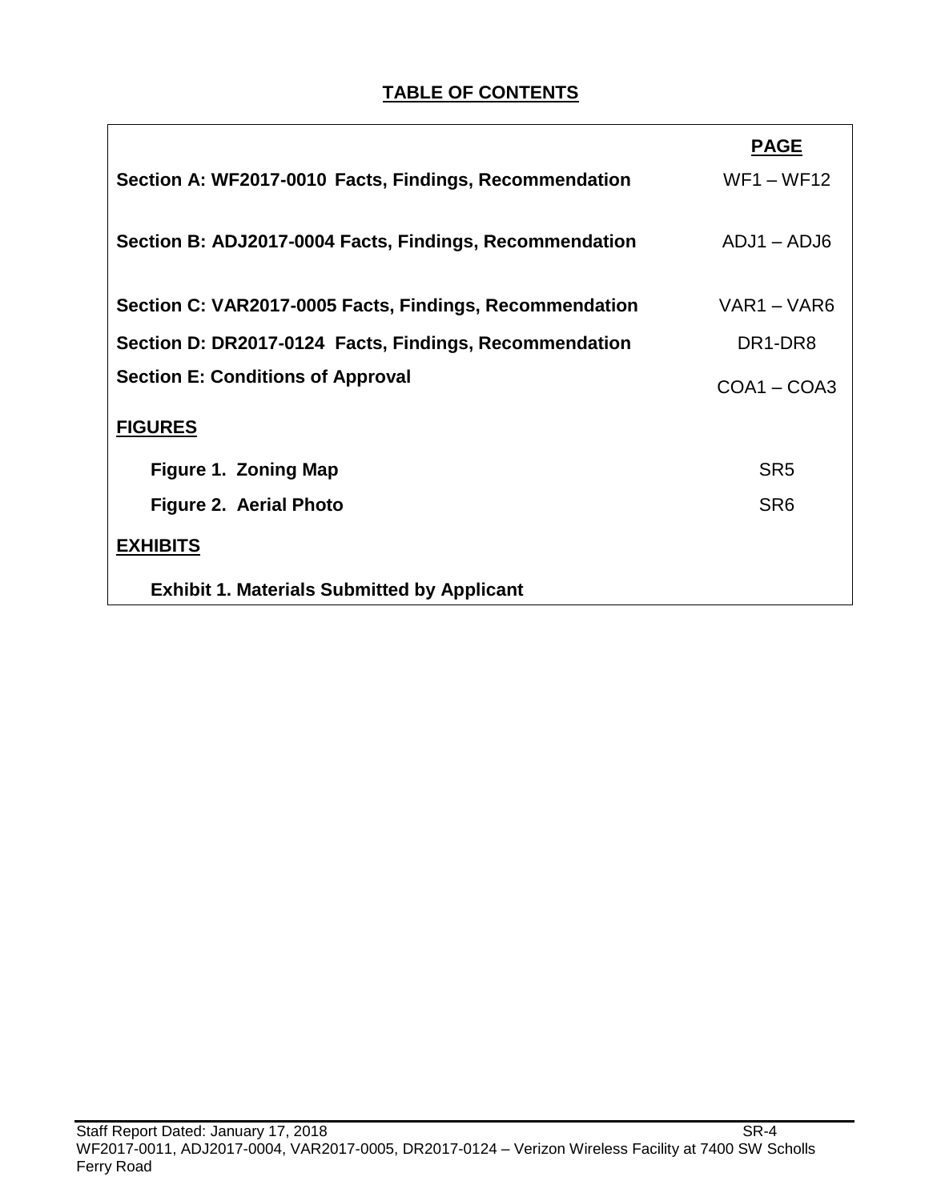## TABLE OF CONTENTS

| | PAGE |
|---|---|
| **Section A: WF2017-0010 Facts, Findings, Recommendation** | WF1 – WF12 |
| **Section B: ADJ2017-0004 Facts, Findings, Recommendation** | ADJ1 – ADJ6 |
| **Section C: VAR2017-0005 Facts, Findings, Recommendation** | VAR1 – VAR6 |
| **Section D: DR2017-0124 Facts, Findings, Recommendation** | DR1-DR8 |
| **Section E: Conditions of Approval** | COA1 – COA3 |
| **FIGURES** | |
| **Figure 1. Zoning Map** | SR5 |
| **Figure 2. Aerial Photo** | SR6 |
| **EXHIBITS** | |
| **Exhibit 1. Materials Submitted by Applicant** | |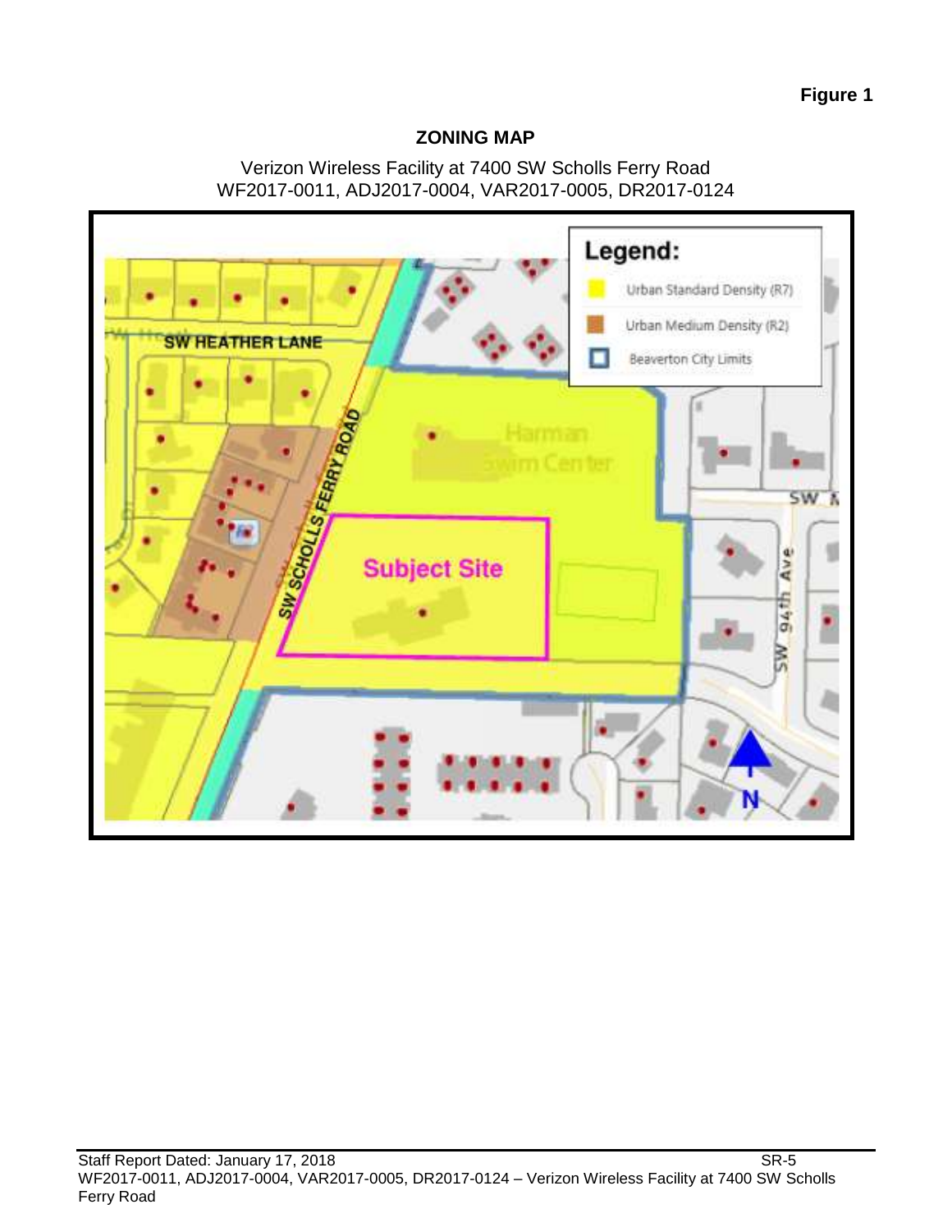**Figure 1**

## ZONING MAP

Verizon Wireless Facility at 7400 SW Scholls Ferry Road
WF2017-0011, ADJ2017-0004, VAR2017-0005, DR2017-0124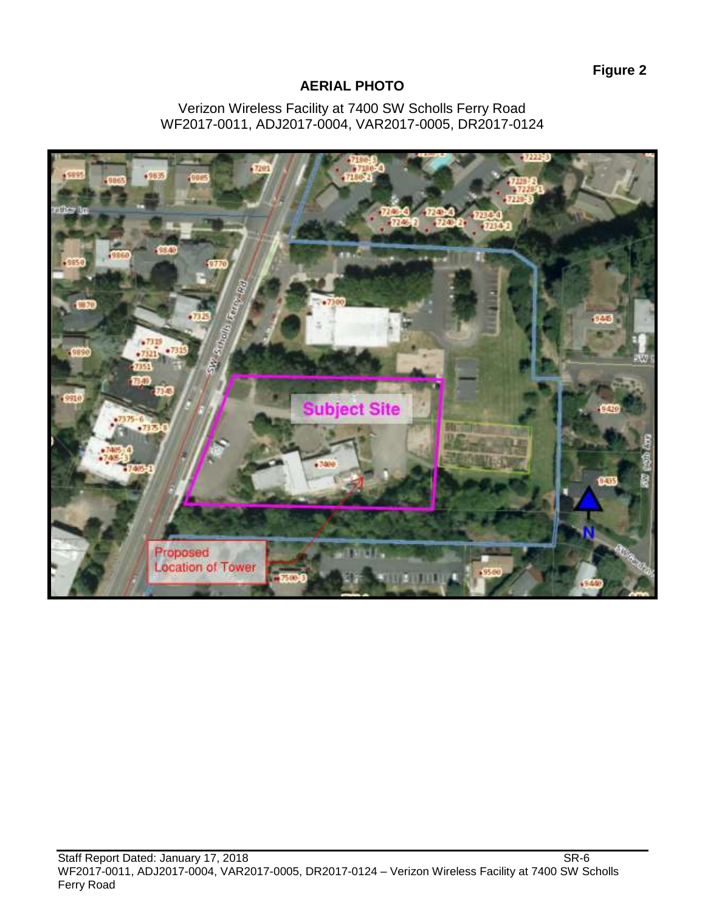**Figure 2**

## AERIAL PHOTO

Verizon Wireless Facility at 7400 SW Scholls Ferry Road
WF2017-0011, ADJ2017-0004, VAR2017-0005, DR2017-0124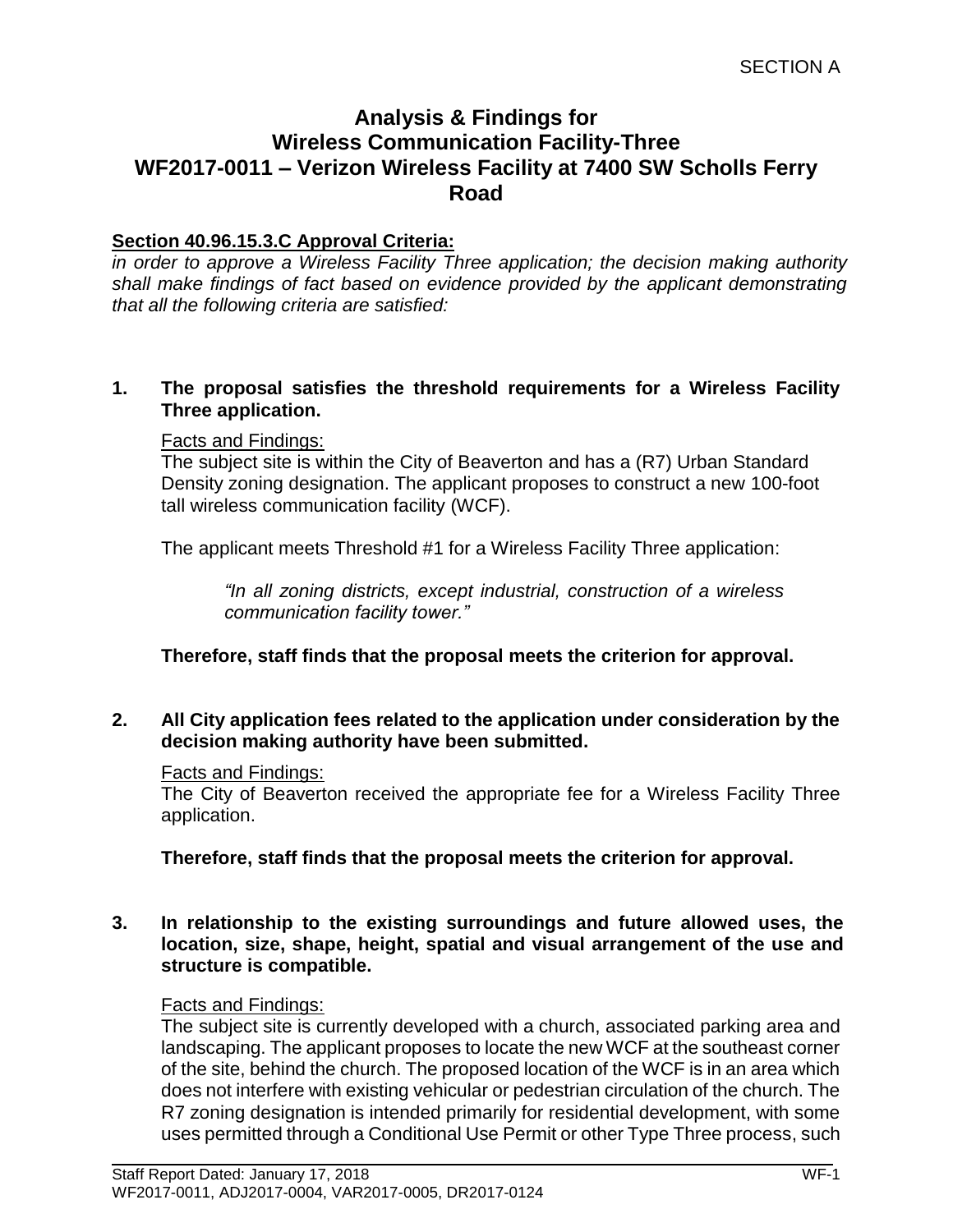SECTION A

# Analysis & Findings for Wireless Communication Facility-Three WF2017-0011 – Verizon Wireless Facility at 7400 SW Scholls Ferry Road

**Section 40.96.15.3.C Approval Criteria:**

*in order to approve a Wireless Facility Three application; the decision making authority shall make findings of fact based on evidence provided by the applicant demonstrating that all the following criteria are satisfied:*

**1. The proposal satisfies the threshold requirements for a Wireless Facility Three application.**

Facts and Findings:

The subject site is within the City of Beaverton and has a (R7) Urban Standard Density zoning designation. The applicant proposes to construct a new 100-foot tall wireless communication facility (WCF).

The applicant meets Threshold #1 for a Wireless Facility Three application:

> *"In all zoning districts, except industrial, construction of a wireless communication facility tower."*

**Therefore, staff finds that the proposal meets the criterion for approval.**

**2. All City application fees related to the application under consideration by the decision making authority have been submitted.**

Facts and Findings:

The City of Beaverton received the appropriate fee for a Wireless Facility Three application.

**Therefore, staff finds that the proposal meets the criterion for approval.**

**3. In relationship to the existing surroundings and future allowed uses, the location, size, shape, height, spatial and visual arrangement of the use and structure is compatible.**

Facts and Findings:

The subject site is currently developed with a church, associated parking area and landscaping. The applicant proposes to locate the new WCF at the southeast corner of the site, behind the church. The proposed location of the WCF is in an area which does not interfere with existing vehicular or pedestrian circulation of the church. The R7 zoning designation is intended primarily for residential development, with some uses permitted through a Conditional Use Permit or other Type Three process, such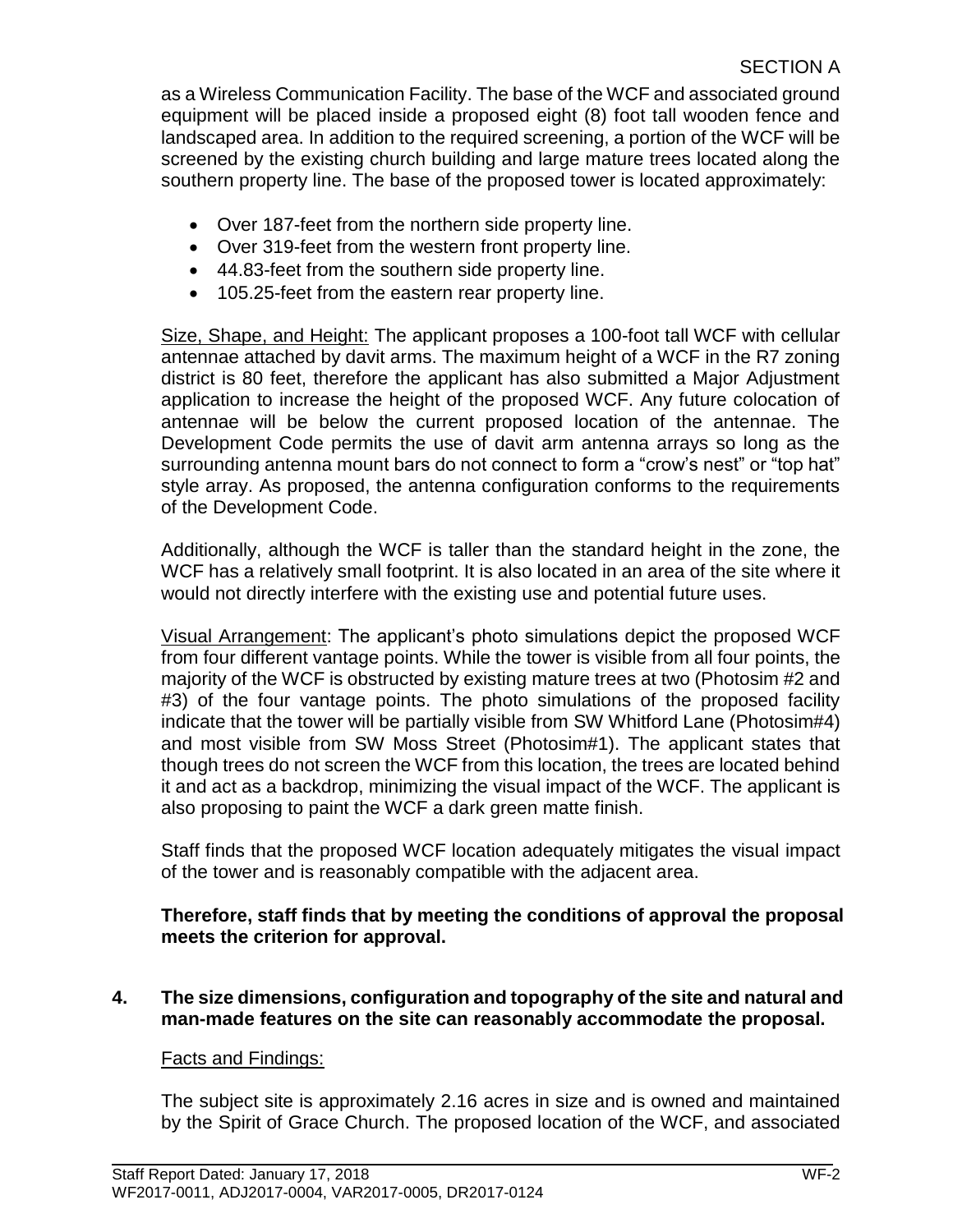as a Wireless Communication Facility. The base of the WCF and associated ground equipment will be placed inside a proposed eight (8) foot tall wooden fence and landscaped area. In addition to the required screening, a portion of the WCF will be screened by the existing church building and large mature trees located along the southern property line. The base of the proposed tower is located approximately:

- Over 187-feet from the northern side property line.
- Over 319-feet from the western front property line.
- 44.83-feet from the southern side property line.
- 105.25-feet from the eastern rear property line.

Size, Shape, and Height: The applicant proposes a 100-foot tall WCF with cellular antennae attached by davit arms. The maximum height of a WCF in the R7 zoning district is 80 feet, therefore the applicant has also submitted a Major Adjustment application to increase the height of the proposed WCF. Any future colocation of antennae will be below the current proposed location of the antennae. The Development Code permits the use of davit arm antenna arrays so long as the surrounding antenna mount bars do not connect to form a "crow's nest" or "top hat" style array. As proposed, the antenna configuration conforms to the requirements of the Development Code.

Additionally, although the WCF is taller than the standard height in the zone, the WCF has a relatively small footprint. It is also located in an area of the site where it would not directly interfere with the existing use and potential future uses.

Visual Arrangement: The applicant's photo simulations depict the proposed WCF from four different vantage points. While the tower is visible from all four points, the majority of the WCF is obstructed by existing mature trees at two (Photosim #2 and #3) of the four vantage points. The photo simulations of the proposed facility indicate that the tower will be partially visible from SW Whitford Lane (Photosim#4) and most visible from SW Moss Street (Photosim#1). The applicant states that though trees do not screen the WCF from this location, the trees are located behind it and act as a backdrop, minimizing the visual impact of the WCF. The applicant is also proposing to paint the WCF a dark green matte finish.

Staff finds that the proposed WCF location adequately mitigates the visual impact of the tower and is reasonably compatible with the adjacent area.

**Therefore, staff finds that by meeting the conditions of approval the proposal meets the criterion for approval.**

**4. The size dimensions, configuration and topography of the site and natural and man-made features on the site can reasonably accommodate the proposal.**

Facts and Findings:

The subject site is approximately 2.16 acres in size and is owned and maintained by the Spirit of Grace Church. The proposed location of the WCF, and associated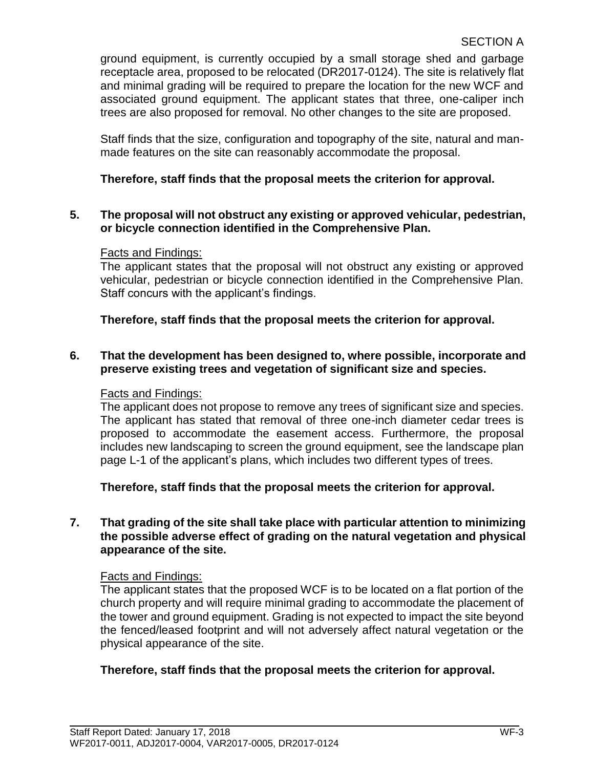ground equipment, is currently occupied by a small storage shed and garbage receptacle area, proposed to be relocated (DR2017-0124). The site is relatively flat and minimal grading will be required to prepare the location for the new WCF and associated ground equipment. The applicant states that three, one-caliper inch trees are also proposed for removal. No other changes to the site are proposed.

Staff finds that the size, configuration and topography of the site, natural and man-made features on the site can reasonably accommodate the proposal.

**Therefore, staff finds that the proposal meets the criterion for approval.**

**5. The proposal will not obstruct any existing or approved vehicular, pedestrian, or bicycle connection identified in the Comprehensive Plan.**

Facts and Findings:
The applicant states that the proposal will not obstruct any existing or approved vehicular, pedestrian or bicycle connection identified in the Comprehensive Plan. Staff concurs with the applicant's findings.

**Therefore, staff finds that the proposal meets the criterion for approval.**

**6. That the development has been designed to, where possible, incorporate and preserve existing trees and vegetation of significant size and species.**

Facts and Findings:
The applicant does not propose to remove any trees of significant size and species. The applicant has stated that removal of three one-inch diameter cedar trees is proposed to accommodate the easement access. Furthermore, the proposal includes new landscaping to screen the ground equipment, see the landscape plan page L-1 of the applicant's plans, which includes two different types of trees.

**Therefore, staff finds that the proposal meets the criterion for approval.**

**7. That grading of the site shall take place with particular attention to minimizing the possible adverse effect of grading on the natural vegetation and physical appearance of the site.**

Facts and Findings:
The applicant states that the proposed WCF is to be located on a flat portion of the church property and will require minimal grading to accommodate the placement of the tower and ground equipment. Grading is not expected to impact the site beyond the fenced/leased footprint and will not adversely affect natural vegetation or the physical appearance of the site.

**Therefore, staff finds that the proposal meets the criterion for approval.**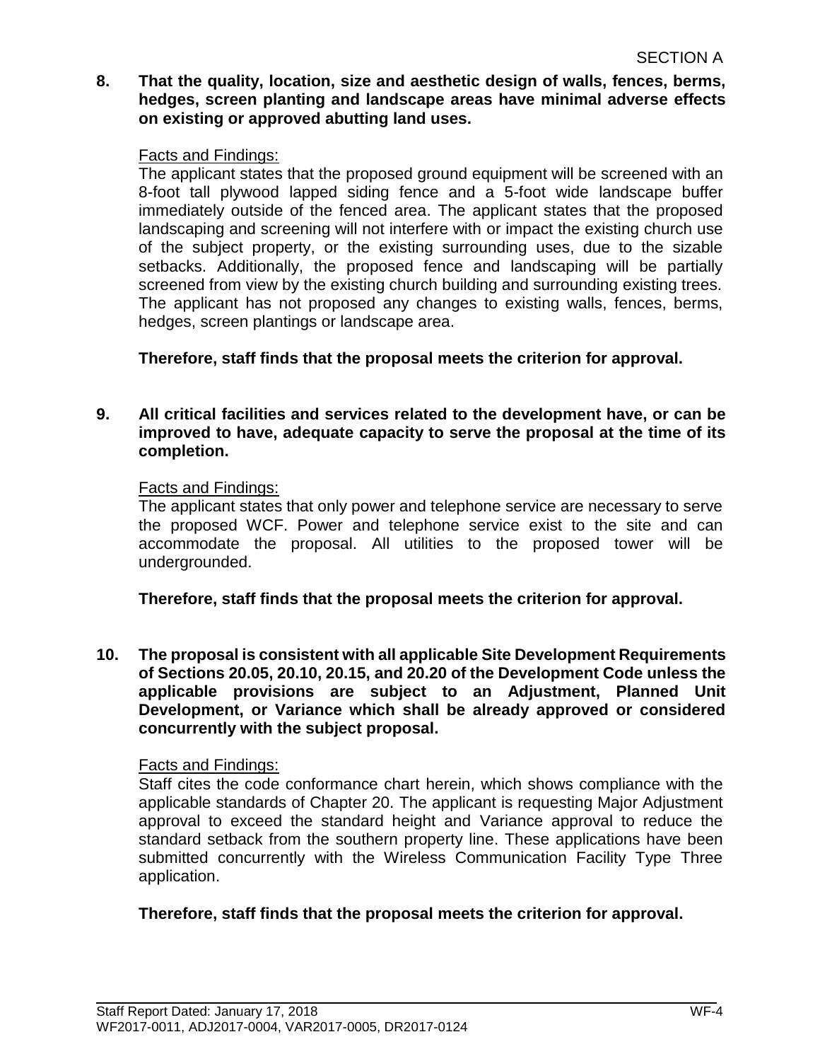**8. That the quality, location, size and aesthetic design of walls, fences, berms, hedges, screen planting and landscape areas have minimal adverse effects on existing or approved abutting land uses.**

Facts and Findings:

The applicant states that the proposed ground equipment will be screened with an 8-foot tall plywood lapped siding fence and a 5-foot wide landscape buffer immediately outside of the fenced area. The applicant states that the proposed landscaping and screening will not interfere with or impact the existing church use of the subject property, or the existing surrounding uses, due to the sizable setbacks. Additionally, the proposed fence and landscaping will be partially screened from view by the existing church building and surrounding existing trees. The applicant has not proposed any changes to existing walls, fences, berms, hedges, screen plantings or landscape area.

**Therefore, staff finds that the proposal meets the criterion for approval.**

**9. All critical facilities and services related to the development have, or can be improved to have, adequate capacity to serve the proposal at the time of its completion.**

Facts and Findings:

The applicant states that only power and telephone service are necessary to serve the proposed WCF. Power and telephone service exist to the site and can accommodate the proposal. All utilities to the proposed tower will be undergrounded.

**Therefore, staff finds that the proposal meets the criterion for approval.**

**10. The proposal is consistent with all applicable Site Development Requirements of Sections 20.05, 20.10, 20.15, and 20.20 of the Development Code unless the applicable provisions are subject to an Adjustment, Planned Unit Development, or Variance which shall be already approved or considered concurrently with the subject proposal.**

Facts and Findings:

Staff cites the code conformance chart herein, which shows compliance with the applicable standards of Chapter 20. The applicant is requesting Major Adjustment approval to exceed the standard height and Variance approval to reduce the standard setback from the southern property line. These applications have been submitted concurrently with the Wireless Communication Facility Type Three application.

**Therefore, staff finds that the proposal meets the criterion for approval.**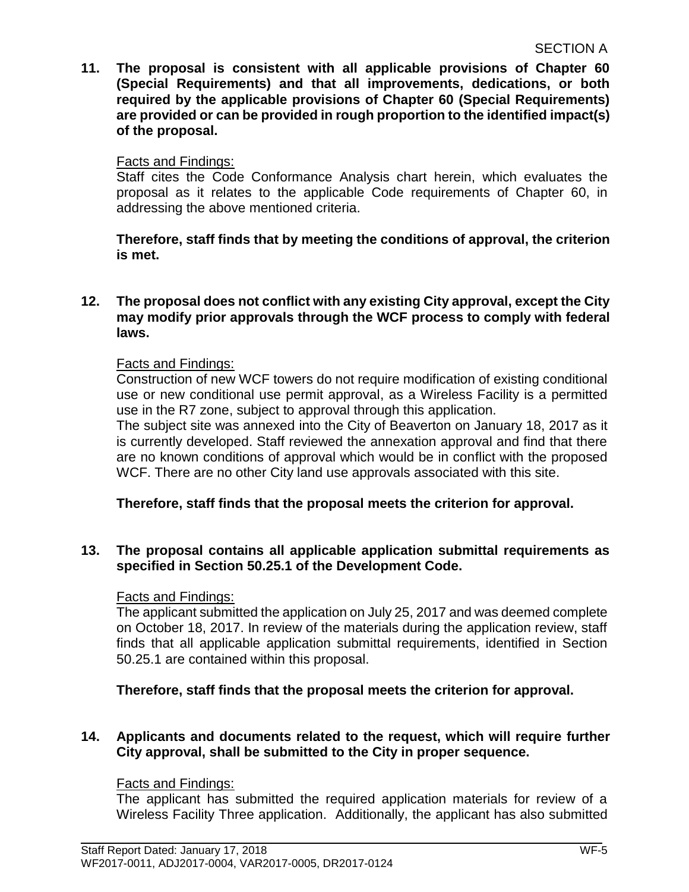SECTION A

**11. The proposal is consistent with all applicable provisions of Chapter 60 (Special Requirements) and that all improvements, dedications, or both required by the applicable provisions of Chapter 60 (Special Requirements) are provided or can be provided in rough proportion to the identified impact(s) of the proposal.**

Facts and Findings:
Staff cites the Code Conformance Analysis chart herein, which evaluates the proposal as it relates to the applicable Code requirements of Chapter 60, in addressing the above mentioned criteria.

**Therefore, staff finds that by meeting the conditions of approval, the criterion is met.**

**12. The proposal does not conflict with any existing City approval, except the City may modify prior approvals through the WCF process to comply with federal laws.**

Facts and Findings:
Construction of new WCF towers do not require modification of existing conditional use or new conditional use permit approval, as a Wireless Facility is a permitted use in the R7 zone, subject to approval through this application.
The subject site was annexed into the City of Beaverton on January 18, 2017 as it is currently developed. Staff reviewed the annexation approval and find that there are no known conditions of approval which would be in conflict with the proposed WCF. There are no other City land use approvals associated with this site.

**Therefore, staff finds that the proposal meets the criterion for approval.**

**13. The proposal contains all applicable application submittal requirements as specified in Section 50.25.1 of the Development Code.**

Facts and Findings:
The applicant submitted the application on July 25, 2017 and was deemed complete on October 18, 2017. In review of the materials during the application review, staff finds that all applicable application submittal requirements, identified in Section 50.25.1 are contained within this proposal.

**Therefore, staff finds that the proposal meets the criterion for approval.**

**14. Applicants and documents related to the request, which will require further City approval, shall be submitted to the City in proper sequence.**

Facts and Findings:
The applicant has submitted the required application materials for review of a Wireless Facility Three application. Additionally, the applicant has also submitted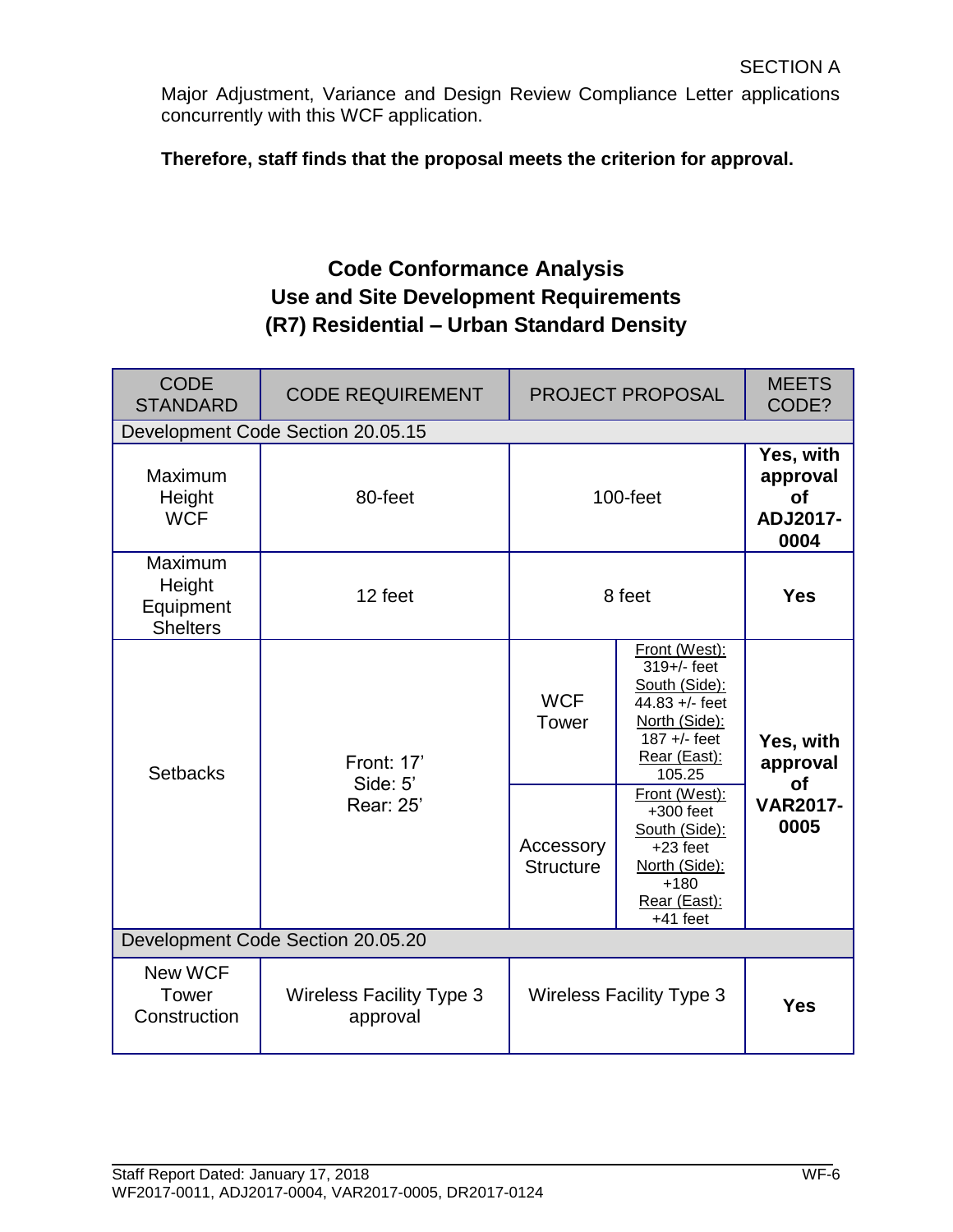Major Adjustment, Variance and Design Review Compliance Letter applications concurrently with this WCF application.

**Therefore, staff finds that the proposal meets the criterion for approval.**

## Code Conformance Analysis
## Use and Site Development Requirements
## (R7) Residential – Urban Standard Density

| CODE STANDARD | CODE REQUIREMENT | PROJECT PROPOSAL | | MEETS CODE? |
|---|---|---|---|---|
| Development Code Section 20.05.15 | | | | |
| Maximum Height WCF | 80-feet | 100-feet | | **Yes, with approval of ADJ2017-0004** |
| Maximum Height Equipment Shelters | 12 feet | 8 feet | | **Yes** |
| Setbacks | Front: 17' Side: 5' Rear: 25' | WCF Tower | Front (West): 319+/- feet South (Side): 44.83 +/- feet North (Side): 187 +/- feet Rear (East): 105.25 | **Yes, with approval of VAR2017-0005** |
| | | Accessory Structure | Front (West): +300 feet South (Side): +23 feet North (Side): +180 Rear (East): +41 feet | |
| Development Code Section 20.05.20 | | | | |
| New WCF Tower Construction | Wireless Facility Type 3 approval | Wireless Facility Type 3 | | **Yes** |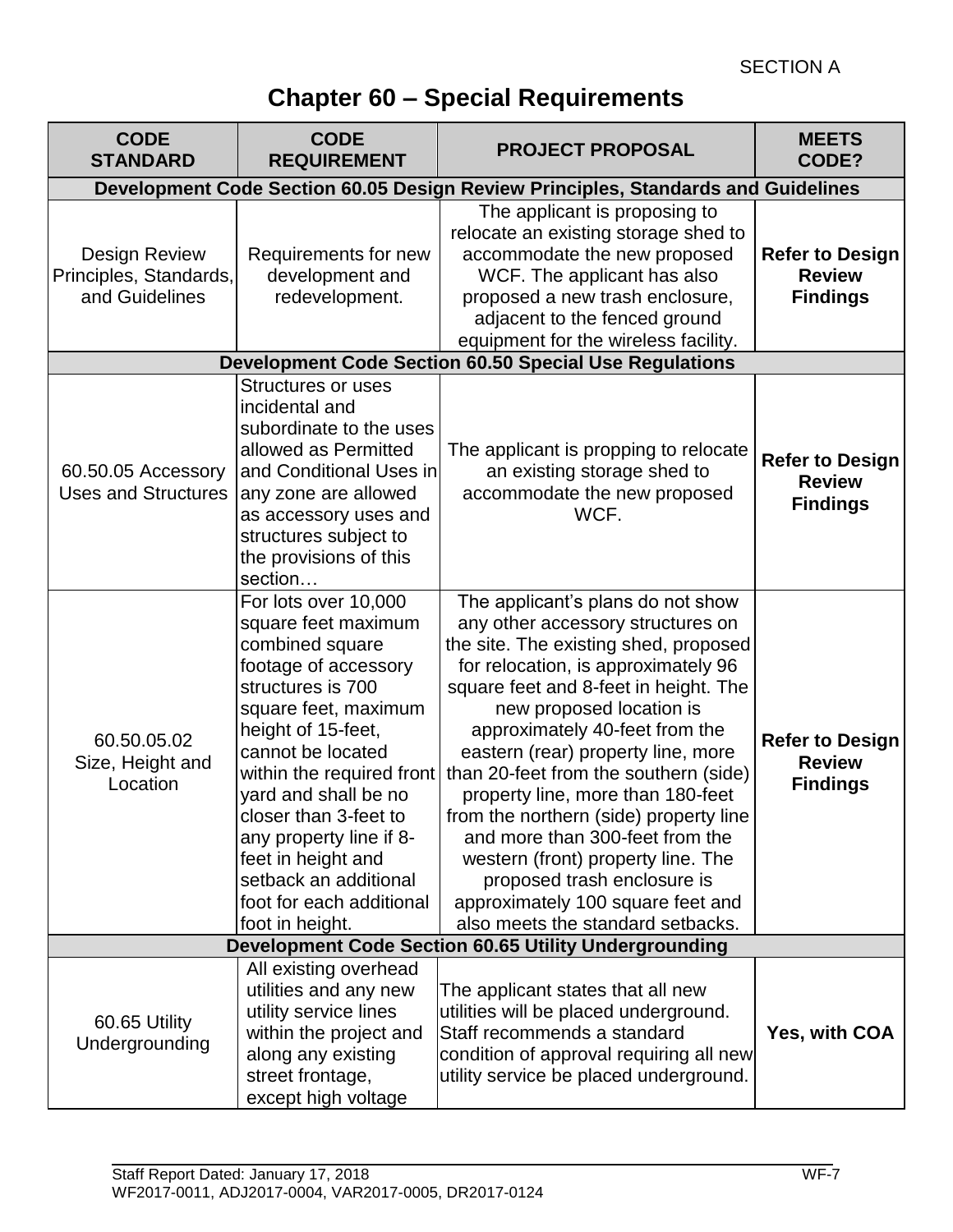SECTION A

# Chapter 60 – Special Requirements

| CODE STANDARD | CODE REQUIREMENT | PROJECT PROPOSAL | MEETS CODE? |
|---|---|---|---|
| **Development Code Section 60.05 Design Review Principles, Standards and Guidelines** | | | |
| Design Review Principles, Standards, and Guidelines | Requirements for new development and redevelopment. | The applicant is proposing to relocate an existing storage shed to accommodate the new proposed WCF. The applicant has also proposed a new trash enclosure, adjacent to the fenced ground equipment for the wireless facility. | **Refer to Design Review Findings** |
| **Development Code Section 60.50 Special Use Regulations** | | | |
| 60.50.05 Accessory Uses and Structures | Structures or uses incidental and subordinate to the uses allowed as Permitted and Conditional Uses in any zone are allowed as accessory uses and structures subject to the provisions of this section… | The applicant is propping to relocate an existing storage shed to accommodate the new proposed WCF. | **Refer to Design Review Findings** |
| 60.50.05.02 Size, Height and Location | For lots over 10,000 square feet maximum combined square footage of accessory structures is 700 square feet, maximum height of 15-feet, cannot be located within the required front yard and shall be no closer than 3-feet to any property line if 8-feet in height and setback an additional foot for each additional foot in height. | The applicant's plans do not show any other accessory structures on the site. The existing shed, proposed for relocation, is approximately 96 square feet and 8-feet in height. The new proposed location is approximately 40-feet from the eastern (rear) property line, more than 20-feet from the southern (side) property line, more than 180-feet from the northern (side) property line and more than 300-feet from the western (front) property line. The proposed trash enclosure is approximately 100 square feet and also meets the standard setbacks. | **Refer to Design Review Findings** |
| **Development Code Section 60.65 Utility Undergrounding** | | | |
| 60.65 Utility Undergrounding | All existing overhead utilities and any new utility service lines within the project and along any existing street frontage, except high voltage | The applicant states that all new utilities will be placed underground. Staff recommends a standard condition of approval requiring all new utility service be placed underground. | **Yes, with COA** |

Staff Report Dated: January 17, 2018
WF2017-0011, ADJ2017-0004, VAR2017-0005, DR2017-0124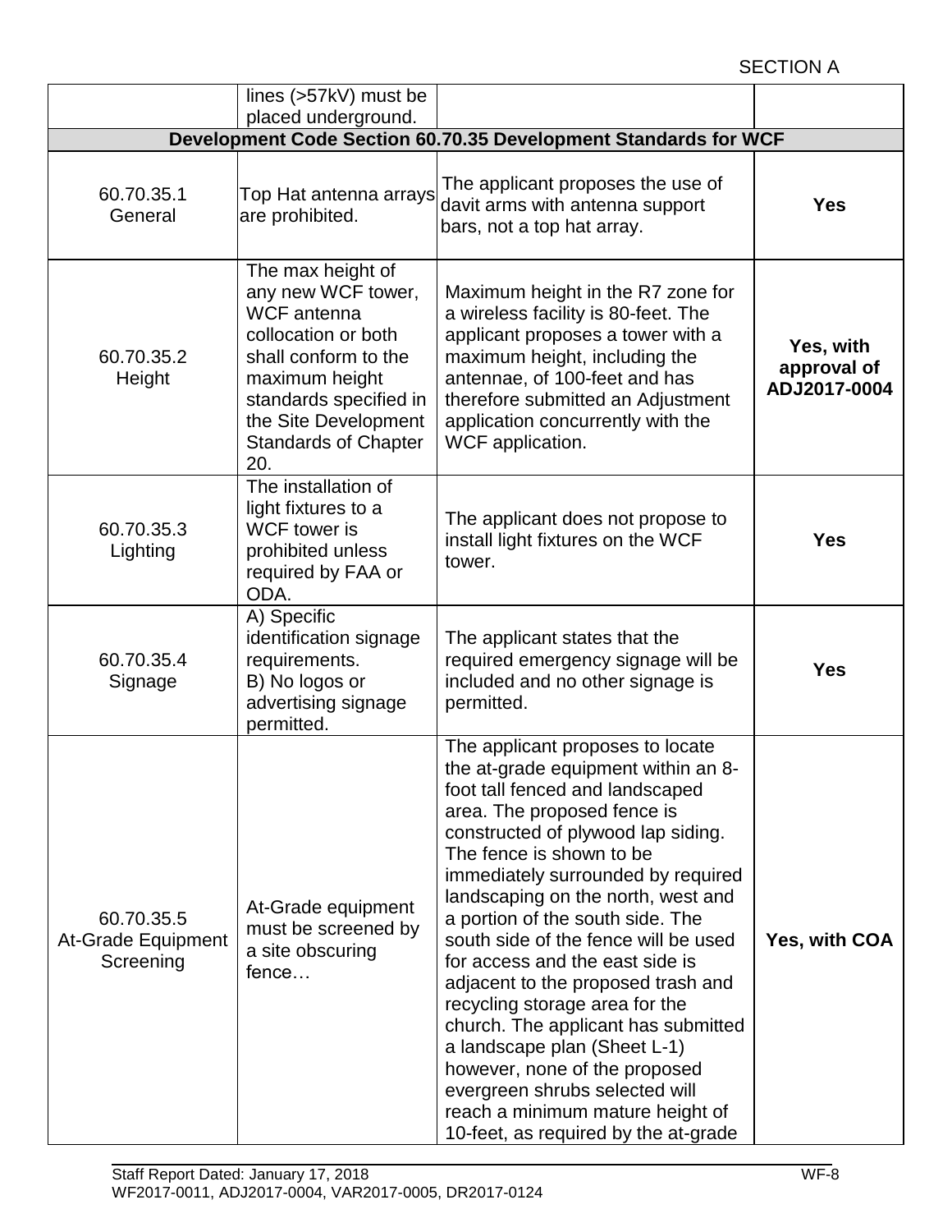SECTION A

| | | | |
|---|---|---|---|
| | lines (>57kV) must be placed underground. | | |
| **Development Code Section 60.70.35 Development Standards for WCF** | | | |
| 60.70.35.1 General | Top Hat antenna arrays are prohibited. | The applicant proposes the use of davit arms with antenna support bars, not a top hat array. | **Yes** |
| 60.70.35.2 Height | The max height of any new WCF tower, WCF antenna collocation or both shall conform to the maximum height standards specified in the Site Development Standards of Chapter 20. | Maximum height in the R7 zone for a wireless facility is 80-feet. The applicant proposes a tower with a maximum height, including the antennae, of 100-feet and has therefore submitted an Adjustment application concurrently with the WCF application. | **Yes, with approval of ADJ2017-0004** |
| 60.70.35.3 Lighting | The installation of light fixtures to a WCF tower is prohibited unless required by FAA or ODA. | The applicant does not propose to install light fixtures on the WCF tower. | **Yes** |
| 60.70.35.4 Signage | A) Specific identification signage requirements. B) No logos or advertising signage permitted. | The applicant states that the required emergency signage will be included and no other signage is permitted. | **Yes** |
| 60.70.35.5 At-Grade Equipment Screening | At-Grade equipment must be screened by a site obscuring fence… | The applicant proposes to locate the at-grade equipment within an 8-foot tall fenced and landscaped area. The proposed fence is constructed of plywood lap siding. The fence is shown to be immediately surrounded by required landscaping on the north, west and a portion of the south side. The south side of the fence will be used for access and the east side is adjacent to the proposed trash and recycling storage area for the church. The applicant has submitted a landscape plan (Sheet L-1) however, none of the proposed evergreen shrubs selected will reach a minimum mature height of 10-feet, as required by the at-grade | **Yes, with COA** |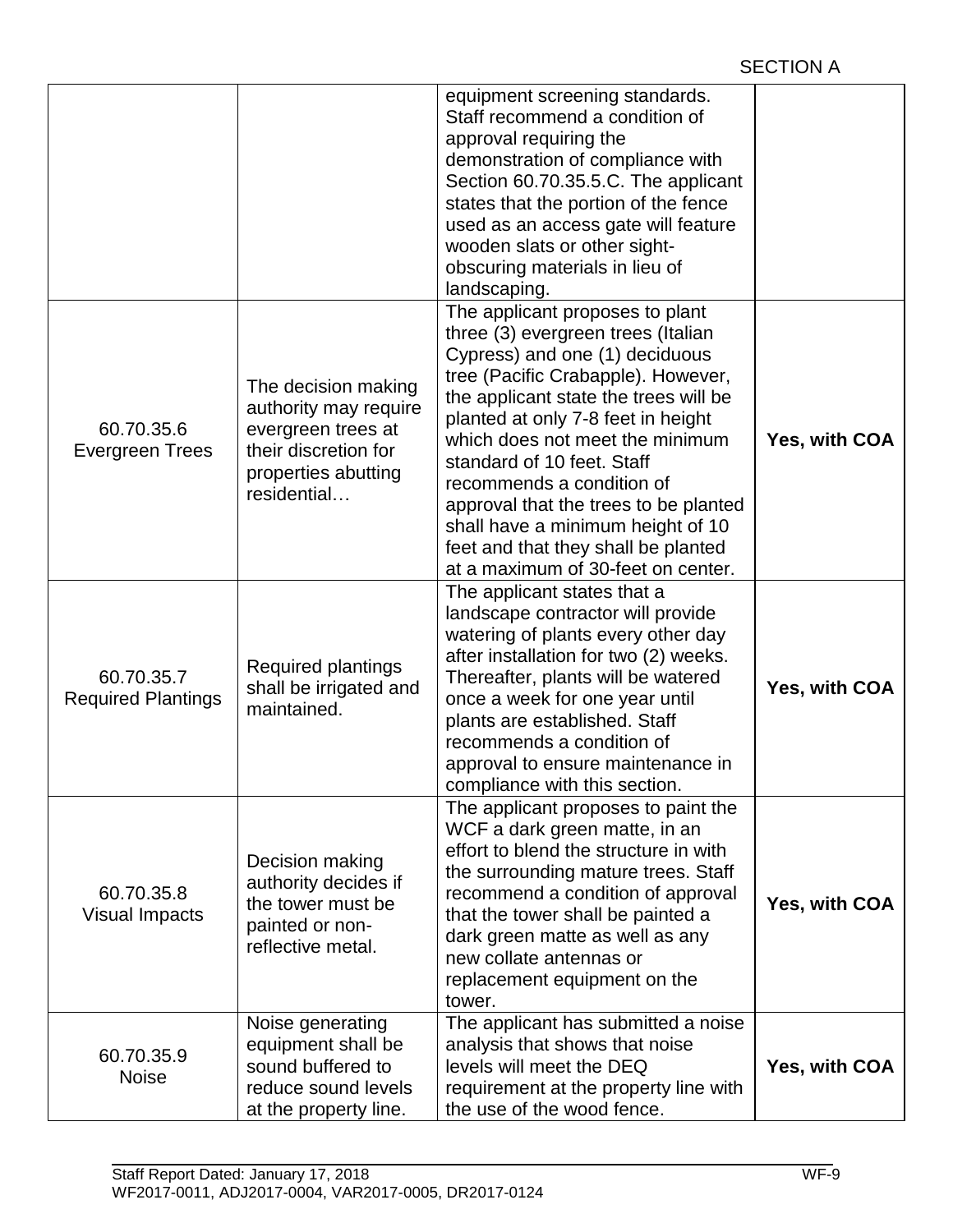SECTION A

| | | | |
|---|---|---|---|
| | | equipment screening standards. Staff recommend a condition of approval requiring the demonstration of compliance with Section 60.70.35.5.C. The applicant states that the portion of the fence used as an access gate will feature wooden slats or other sight-obscuring materials in lieu of landscaping. | |
| 60.70.35.6 Evergreen Trees | The decision making authority may require evergreen trees at their discretion for properties abutting residential… | The applicant proposes to plant three (3) evergreen trees (Italian Cypress) and one (1) deciduous tree (Pacific Crabapple). However, the applicant state the trees will be planted at only 7-8 feet in height which does not meet the minimum standard of 10 feet. Staff recommends a condition of approval that the trees to be planted shall have a minimum height of 10 feet and that they shall be planted at a maximum of 30-feet on center. | **Yes, with COA** |
| 60.70.35.7 Required Plantings | Required plantings shall be irrigated and maintained. | The applicant states that a landscape contractor will provide watering of plants every other day after installation for two (2) weeks. Thereafter, plants will be watered once a week for one year until plants are established. Staff recommends a condition of approval to ensure maintenance in compliance with this section. | **Yes, with COA** |
| 60.70.35.8 Visual Impacts | Decision making authority decides if the tower must be painted or non-reflective metal. | The applicant proposes to paint the WCF a dark green matte, in an effort to blend the structure in with the surrounding mature trees. Staff recommend a condition of approval that the tower shall be painted a dark green matte as well as any new collate antennas or replacement equipment on the tower. | **Yes, with COA** |
| 60.70.35.9 Noise | Noise generating equipment shall be sound buffered to reduce sound levels at the property line. | The applicant has submitted a noise analysis that shows that noise levels will meet the DEQ requirement at the property line with the use of the wood fence. | **Yes, with COA** |

Staff Report Dated: January 17, 2018
WF2017-0011, ADJ2017-0004, VAR2017-0005, DR2017-0124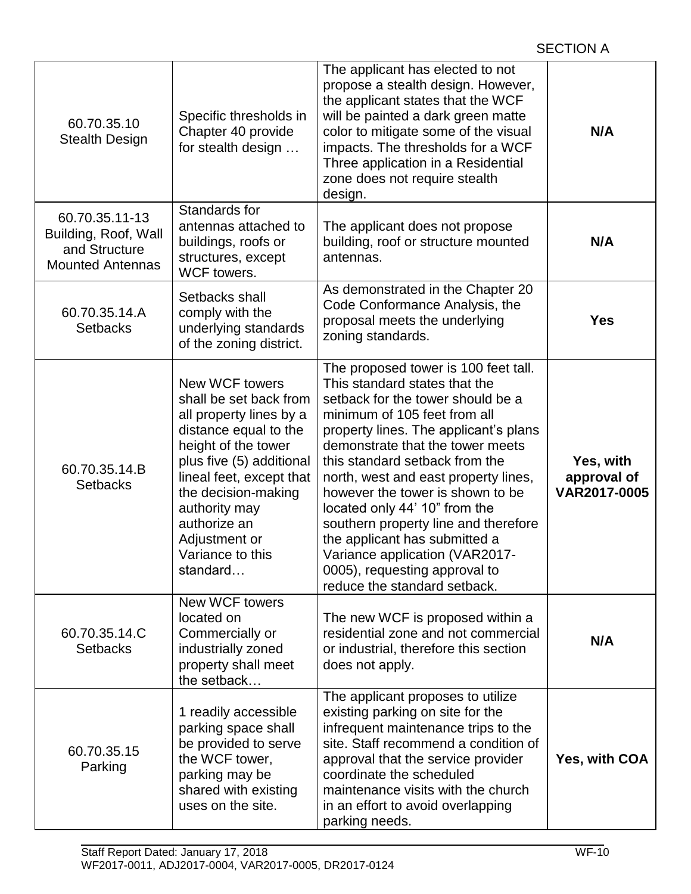SECTION A

| 60.70.35.10 Stealth Design | Specific thresholds in Chapter 40 provide for stealth design … | The applicant has elected to not propose a stealth design. However, the applicant states that the WCF will be painted a dark green matte color to mitigate some of the visual impacts. The thresholds for a WCF Three application in a Residential zone does not require stealth design. | **N/A** |
|---|---|---|---|
| 60.70.35.11-13 Building, Roof, Wall and Structure Mounted Antennas | Standards for antennas attached to buildings, roofs or structures, except WCF towers. | The applicant does not propose building, roof or structure mounted antennas. | **N/A** |
| 60.70.35.14.A Setbacks | Setbacks shall comply with the underlying standards of the zoning district. | As demonstrated in the Chapter 20 Code Conformance Analysis, the proposal meets the underlying zoning standards. | **Yes** |
| 60.70.35.14.B Setbacks | New WCF towers shall be set back from all property lines by a distance equal to the height of the tower plus five (5) additional lineal feet, except that the decision-making authority may authorize an Adjustment or Variance to this standard… | The proposed tower is 100 feet tall. This standard states that the setback for the tower should be a minimum of 105 feet from all property lines. The applicant's plans demonstrate that the tower meets this standard setback from the north, west and east property lines, however the tower is shown to be located only 44' 10" from the southern property line and therefore the applicant has submitted a Variance application (VAR2017-0005), requesting approval to reduce the standard setback. | **Yes, with approval of VAR2017-0005** |
| 60.70.35.14.C Setbacks | New WCF towers located on Commercially or industrially zoned property shall meet the setback… | The new WCF is proposed within a residential zone and not commercial or industrial, therefore this section does not apply. | **N/A** |
| 60.70.35.15 Parking | 1 readily accessible parking space shall be provided to serve the WCF tower, parking may be shared with existing uses on the site. | The applicant proposes to utilize existing parking on site for the infrequent maintenance trips to the site. Staff recommend a condition of approval that the service provider coordinate the scheduled maintenance visits with the church in an effort to avoid overlapping parking needs. | **Yes, with COA** |

Staff Report Dated: January 17, 2018
WF2017-0011, ADJ2017-0004, VAR2017-0005, DR2017-0124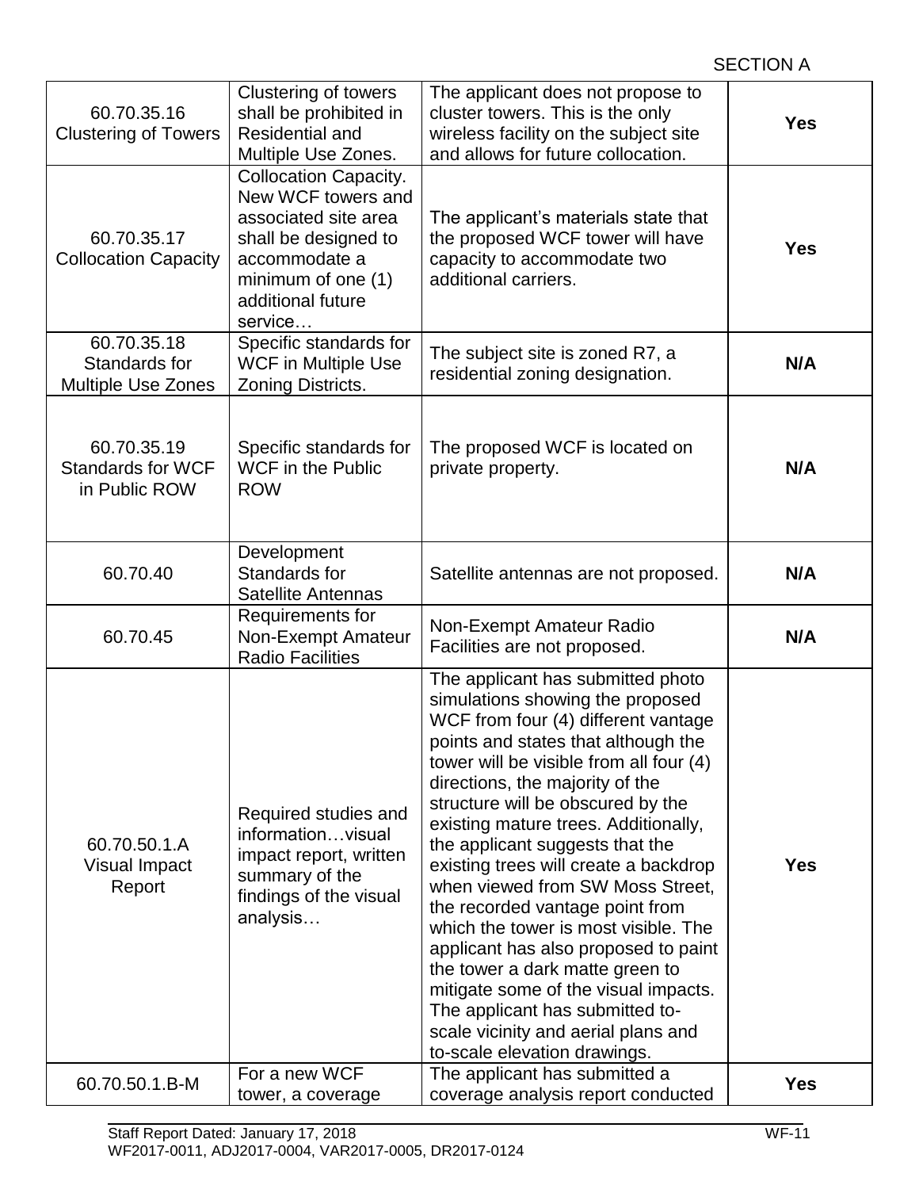SECTION A

| | | | |
|---|---|---|---|
| 60.70.35.16 Clustering of Towers | Clustering of towers shall be prohibited in Residential and Multiple Use Zones. | The applicant does not propose to cluster towers. This is the only wireless facility on the subject site and allows for future collocation. | **Yes** |
| 60.70.35.17 Collocation Capacity | Collocation Capacity. New WCF towers and associated site area shall be designed to accommodate a minimum of one (1) additional future service… | The applicant's materials state that the proposed WCF tower will have capacity to accommodate two additional carriers. | **Yes** |
| 60.70.35.18 Standards for Multiple Use Zones | Specific standards for WCF in Multiple Use Zoning Districts. | The subject site is zoned R7, a residential zoning designation. | **N/A** |
| 60.70.35.19 Standards for WCF in Public ROW | Specific standards for WCF in the Public ROW | The proposed WCF is located on private property. | **N/A** |
| 60.70.40 | Development Standards for Satellite Antennas | Satellite antennas are not proposed. | **N/A** |
| 60.70.45 | Requirements for Non-Exempt Amateur Radio Facilities | Non-Exempt Amateur Radio Facilities are not proposed. | **N/A** |
| 60.70.50.1.A Visual Impact Report | Required studies and information…visual impact report, written summary of the findings of the visual analysis… | The applicant has submitted photo simulations showing the proposed WCF from four (4) different vantage points and states that although the tower will be visible from all four (4) directions, the majority of the structure will be obscured by the existing mature trees. Additionally, the applicant suggests that the existing trees will create a backdrop when viewed from SW Moss Street, the recorded vantage point from which the tower is most visible. The applicant has also proposed to paint the tower a dark matte green to mitigate some of the visual impacts. The applicant has submitted to-scale vicinity and aerial plans and to-scale elevation drawings. | **Yes** |
| 60.70.50.1.B-M | For a new WCF tower, a coverage | The applicant has submitted a coverage analysis report conducted | **Yes** |

Staff Report Dated: January 17, 2018
WF2017-0011, ADJ2017-0004, VAR2017-0005, DR2017-0124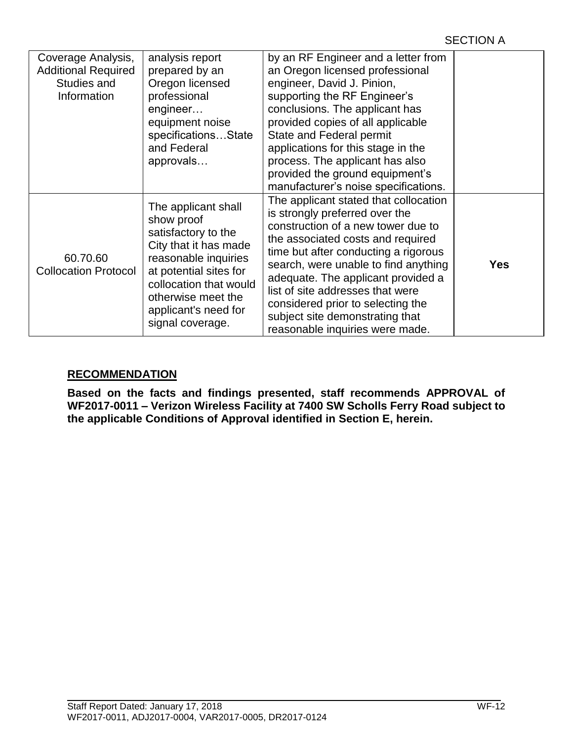| | | | |
|---|---|---|---|
| Coverage Analysis, Additional Required Studies and Information | analysis report prepared by an Oregon licensed professional engineer… equipment noise specifications…State and Federal approvals… | by an RF Engineer and a letter from an Oregon licensed professional engineer, David J. Pinion, supporting the RF Engineer's conclusions. The applicant has provided copies of all applicable State and Federal permit applications for this stage in the process. The applicant has also provided the ground equipment's manufacturer's noise specifications. | |
| 60.70.60 Collocation Protocol | The applicant shall show proof satisfactory to the City that it has made reasonable inquiries at potential sites for collocation that would otherwise meet the applicant's need for signal coverage. | The applicant stated that collocation is strongly preferred over the construction of a new tower due to the associated costs and required time but after conducting a rigorous search, were unable to find anything adequate. The applicant provided a list of site addresses that were considered prior to selecting the subject site demonstrating that reasonable inquiries were made. | **Yes** |

## RECOMMENDATION

**Based on the facts and findings presented, staff recommends APPROVAL of WF2017-0011 – Verizon Wireless Facility at 7400 SW Scholls Ferry Road subject to the applicable Conditions of Approval identified in Section E, herein.**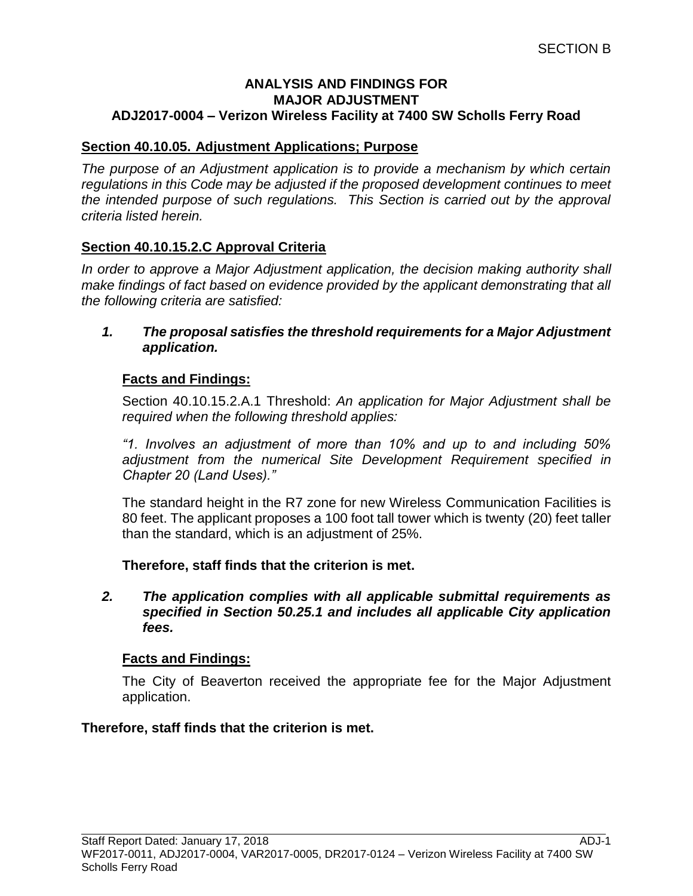SECTION B

# ANALYSIS AND FINDINGS FOR MAJOR ADJUSTMENT

## ADJ2017-0004 – Verizon Wireless Facility at 7400 SW Scholls Ferry Road

### Section 40.10.05. Adjustment Applications; Purpose

*The purpose of an Adjustment application is to provide a mechanism by which certain regulations in this Code may be adjusted if the proposed development continues to meet the intended purpose of such regulations. This Section is carried out by the approval criteria listed herein.*

### Section 40.10.15.2.C Approval Criteria

*In order to approve a Major Adjustment application, the decision making authority shall make findings of fact based on evidence provided by the applicant demonstrating that all the following criteria are satisfied:*

***1. The proposal satisfies the threshold requirements for a Major Adjustment application.***

**Facts and Findings:**

Section 40.10.15.2.A.1 Threshold: *An application for Major Adjustment shall be required when the following threshold applies:*

*"1. Involves an adjustment of more than 10% and up to and including 50% adjustment from the numerical Site Development Requirement specified in Chapter 20 (Land Uses)."*

The standard height in the R7 zone for new Wireless Communication Facilities is 80 feet. The applicant proposes a 100 foot tall tower which is twenty (20) feet taller than the standard, which is an adjustment of 25%.

**Therefore, staff finds that the criterion is met.**

***2. The application complies with all applicable submittal requirements as specified in Section 50.25.1 and includes all applicable City application fees.***

**Facts and Findings:**

The City of Beaverton received the appropriate fee for the Major Adjustment application.

**Therefore, staff finds that the criterion is met.**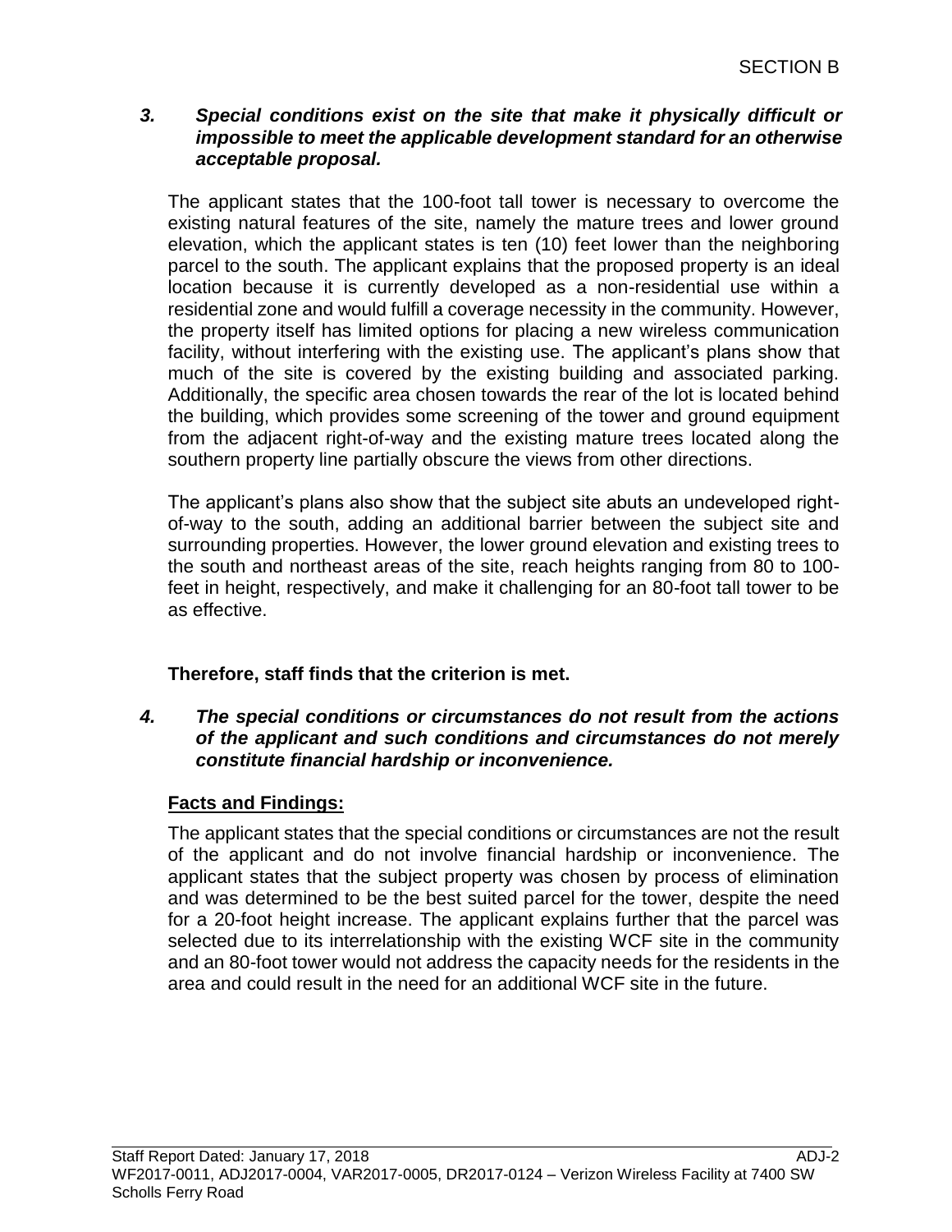SECTION B

***3. Special conditions exist on the site that make it physically difficult or impossible to meet the applicable development standard for an otherwise acceptable proposal.***

The applicant states that the 100-foot tall tower is necessary to overcome the existing natural features of the site, namely the mature trees and lower ground elevation, which the applicant states is ten (10) feet lower than the neighboring parcel to the south. The applicant explains that the proposed property is an ideal location because it is currently developed as a non-residential use within a residential zone and would fulfill a coverage necessity in the community. However, the property itself has limited options for placing a new wireless communication facility, without interfering with the existing use. The applicant's plans show that much of the site is covered by the existing building and associated parking. Additionally, the specific area chosen towards the rear of the lot is located behind the building, which provides some screening of the tower and ground equipment from the adjacent right-of-way and the existing mature trees located along the southern property line partially obscure the views from other directions.

The applicant's plans also show that the subject site abuts an undeveloped right-of-way to the south, adding an additional barrier between the subject site and surrounding properties. However, the lower ground elevation and existing trees to the south and northeast areas of the site, reach heights ranging from 80 to 100-feet in height, respectively, and make it challenging for an 80-foot tall tower to be as effective.

**Therefore, staff finds that the criterion is met.**

***4. The special conditions or circumstances do not result from the actions of the applicant and such conditions and circumstances do not merely constitute financial hardship or inconvenience.***

**Facts and Findings:**

The applicant states that the special conditions or circumstances are not the result of the applicant and do not involve financial hardship or inconvenience. The applicant states that the subject property was chosen by process of elimination and was determined to be the best suited parcel for the tower, despite the need for a 20-foot height increase. The applicant explains further that the parcel was selected due to its interrelationship with the existing WCF site in the community and an 80-foot tower would not address the capacity needs for the residents in the area and could result in the need for an additional WCF site in the future.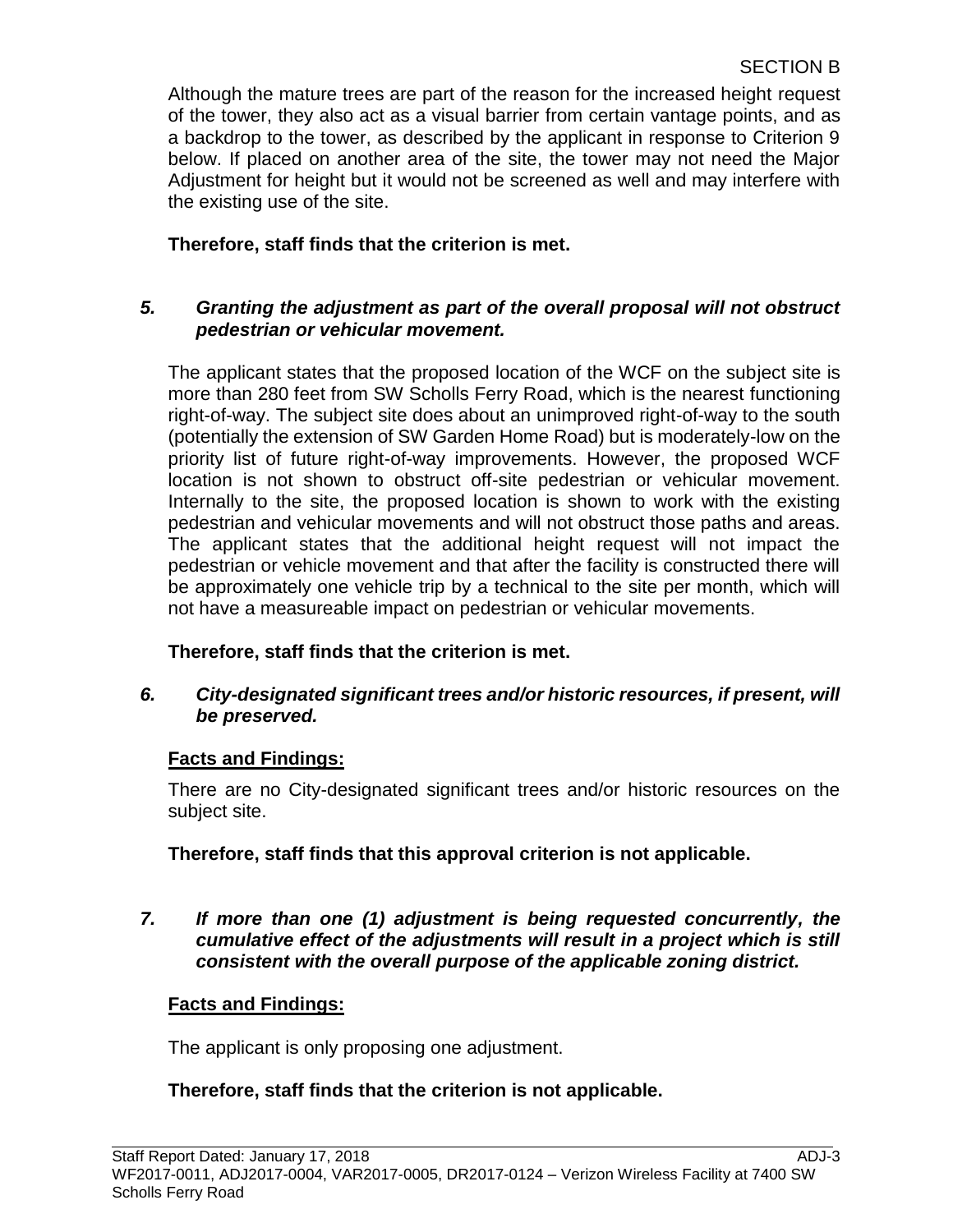Although the mature trees are part of the reason for the increased height request of the tower, they also act as a visual barrier from certain vantage points, and as a backdrop to the tower, as described by the applicant in response to Criterion 9 below. If placed on another area of the site, the tower may not need the Major Adjustment for height but it would not be screened as well and may interfere with the existing use of the site.

**Therefore, staff finds that the criterion is met.**

***5. Granting the adjustment as part of the overall proposal will not obstruct pedestrian or vehicular movement.***

The applicant states that the proposed location of the WCF on the subject site is more than 280 feet from SW Scholls Ferry Road, which is the nearest functioning right-of-way. The subject site does about an unimproved right-of-way to the south (potentially the extension of SW Garden Home Road) but is moderately-low on the priority list of future right-of-way improvements. However, the proposed WCF location is not shown to obstruct off-site pedestrian or vehicular movement. Internally to the site, the proposed location is shown to work with the existing pedestrian and vehicular movements and will not obstruct those paths and areas. The applicant states that the additional height request will not impact the pedestrian or vehicle movement and that after the facility is constructed there will be approximately one vehicle trip by a technical to the site per month, which will not have a measureable impact on pedestrian or vehicular movements.

**Therefore, staff finds that the criterion is met.**

***6. City-designated significant trees and/or historic resources, if present, will be preserved.***

**Facts and Findings:**

There are no City-designated significant trees and/or historic resources on the subject site.

**Therefore, staff finds that this approval criterion is not applicable.**

***7. If more than one (1) adjustment is being requested concurrently, the cumulative effect of the adjustments will result in a project which is still consistent with the overall purpose of the applicable zoning district.***

**Facts and Findings:**

The applicant is only proposing one adjustment.

**Therefore, staff finds that the criterion is not applicable.**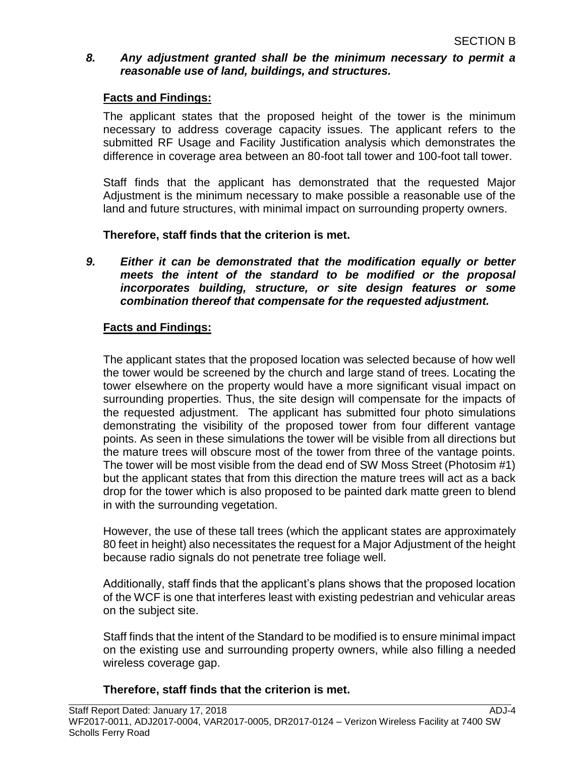SECTION B

***8. Any adjustment granted shall be the minimum necessary to permit a reasonable use of land, buildings, and structures.***

**Facts and Findings:**

The applicant states that the proposed height of the tower is the minimum necessary to address coverage capacity issues. The applicant refers to the submitted RF Usage and Facility Justification analysis which demonstrates the difference in coverage area between an 80-foot tall tower and 100-foot tall tower.

Staff finds that the applicant has demonstrated that the requested Major Adjustment is the minimum necessary to make possible a reasonable use of the land and future structures, with minimal impact on surrounding property owners.

**Therefore, staff finds that the criterion is met.**

***9. Either it can be demonstrated that the modification equally or better meets the intent of the standard to be modified or the proposal incorporates building, structure, or site design features or some combination thereof that compensate for the requested adjustment.***

**Facts and Findings:**

The applicant states that the proposed location was selected because of how well the tower would be screened by the church and large stand of trees. Locating the tower elsewhere on the property would have a more significant visual impact on surrounding properties. Thus, the site design will compensate for the impacts of the requested adjustment. The applicant has submitted four photo simulations demonstrating the visibility of the proposed tower from four different vantage points. As seen in these simulations the tower will be visible from all directions but the mature trees will obscure most of the tower from three of the vantage points. The tower will be most visible from the dead end of SW Moss Street (Photosim #1) but the applicant states that from this direction the mature trees will act as a back drop for the tower which is also proposed to be painted dark matte green to blend in with the surrounding vegetation.

However, the use of these tall trees (which the applicant states are approximately 80 feet in height) also necessitates the request for a Major Adjustment of the height because radio signals do not penetrate tree foliage well.

Additionally, staff finds that the applicant's plans shows that the proposed location of the WCF is one that interferes least with existing pedestrian and vehicular areas on the subject site.

Staff finds that the intent of the Standard to be modified is to ensure minimal impact on the existing use and surrounding property owners, while also filling a needed wireless coverage gap.

**Therefore, staff finds that the criterion is met.**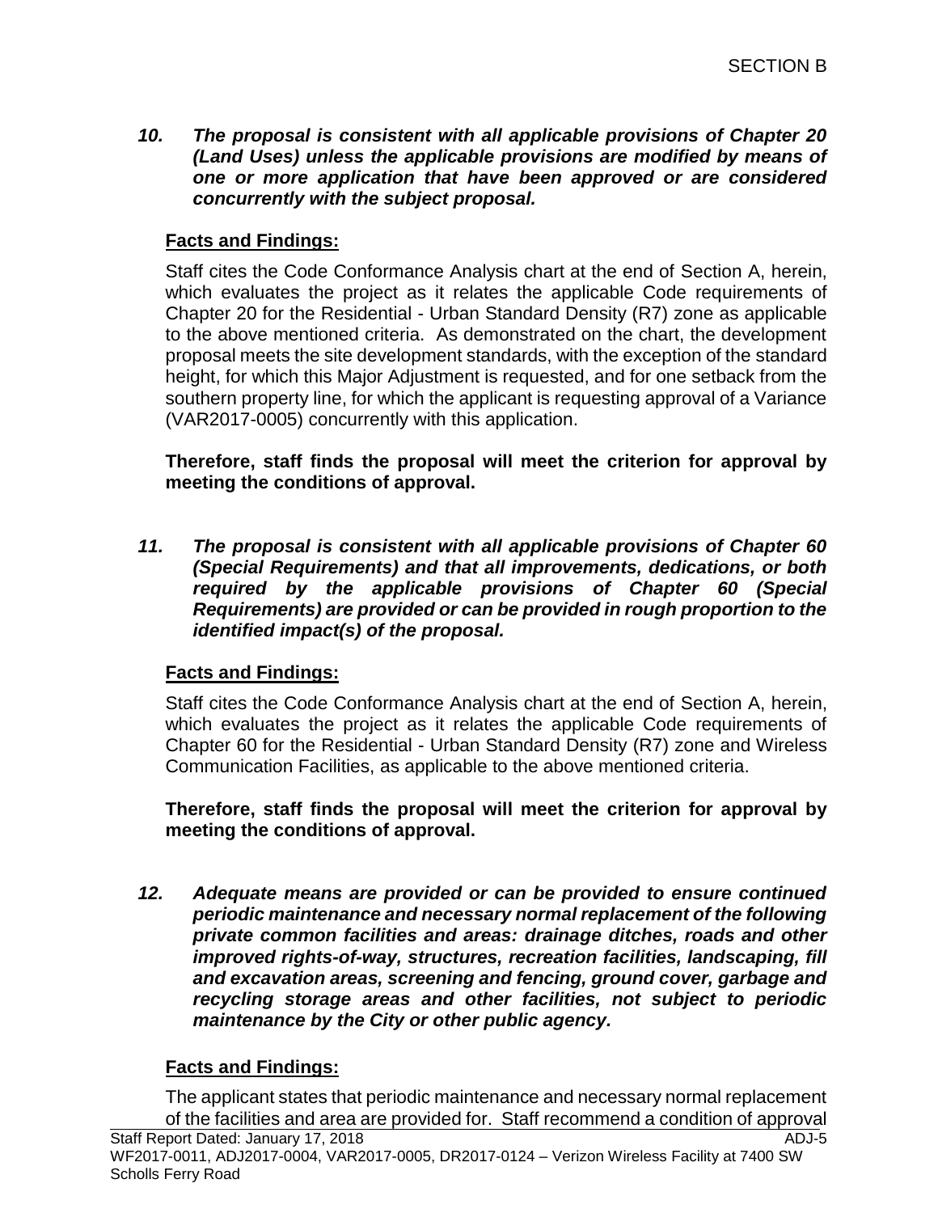*10. The proposal is consistent with all applicable provisions of Chapter 20 (Land Uses) unless the applicable provisions are modified by means of one or more application that have been approved or are considered concurrently with the subject proposal.*

**Facts and Findings:**

Staff cites the Code Conformance Analysis chart at the end of Section A, herein, which evaluates the project as it relates the applicable Code requirements of Chapter 20 for the Residential - Urban Standard Density (R7) zone as applicable to the above mentioned criteria. As demonstrated on the chart, the development proposal meets the site development standards, with the exception of the standard height, for which this Major Adjustment is requested, and for one setback from the southern property line, for which the applicant is requesting approval of a Variance (VAR2017-0005) concurrently with this application.

**Therefore, staff finds the proposal will meet the criterion for approval by meeting the conditions of approval.**

*11. The proposal is consistent with all applicable provisions of Chapter 60 (Special Requirements) and that all improvements, dedications, or both required by the applicable provisions of Chapter 60 (Special Requirements) are provided or can be provided in rough proportion to the identified impact(s) of the proposal.*

**Facts and Findings:**

Staff cites the Code Conformance Analysis chart at the end of Section A, herein, which evaluates the project as it relates the applicable Code requirements of Chapter 60 for the Residential - Urban Standard Density (R7) zone and Wireless Communication Facilities, as applicable to the above mentioned criteria.

**Therefore, staff finds the proposal will meet the criterion for approval by meeting the conditions of approval.**

*12. Adequate means are provided or can be provided to ensure continued periodic maintenance and necessary normal replacement of the following private common facilities and areas: drainage ditches, roads and other improved rights-of-way, structures, recreation facilities, landscaping, fill and excavation areas, screening and fencing, ground cover, garbage and recycling storage areas and other facilities, not subject to periodic maintenance by the City or other public agency.*

**Facts and Findings:**

The applicant states that periodic maintenance and necessary normal replacement of the facilities and area are provided for. Staff recommend a condition of approval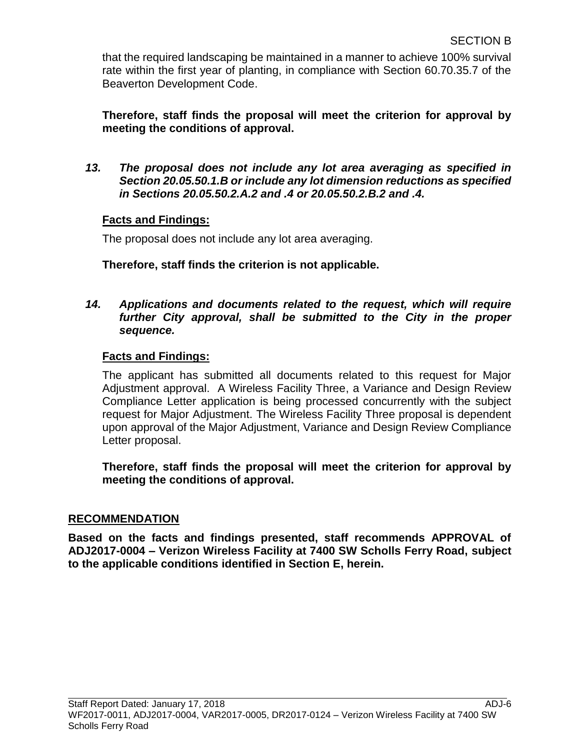that the required landscaping be maintained in a manner to achieve 100% survival rate within the first year of planting, in compliance with Section 60.70.35.7 of the Beaverton Development Code.

**Therefore, staff finds the proposal will meet the criterion for approval by meeting the conditions of approval.**

***13. The proposal does not include any lot area averaging as specified in Section 20.05.50.1.B or include any lot dimension reductions as specified in Sections 20.05.50.2.A.2 and .4 or 20.05.50.2.B.2 and .4.***

**Facts and Findings:**

The proposal does not include any lot area averaging.

**Therefore, staff finds the criterion is not applicable.**

***14. Applications and documents related to the request, which will require further City approval, shall be submitted to the City in the proper sequence.***

**Facts and Findings:**

The applicant has submitted all documents related to this request for Major Adjustment approval. A Wireless Facility Three, a Variance and Design Review Compliance Letter application is being processed concurrently with the subject request for Major Adjustment. The Wireless Facility Three proposal is dependent upon approval of the Major Adjustment, Variance and Design Review Compliance Letter proposal.

**Therefore, staff finds the proposal will meet the criterion for approval by meeting the conditions of approval.**

## RECOMMENDATION

**Based on the facts and findings presented, staff recommends APPROVAL of ADJ2017-0004 – Verizon Wireless Facility at 7400 SW Scholls Ferry Road, subject to the applicable conditions identified in Section E, herein.**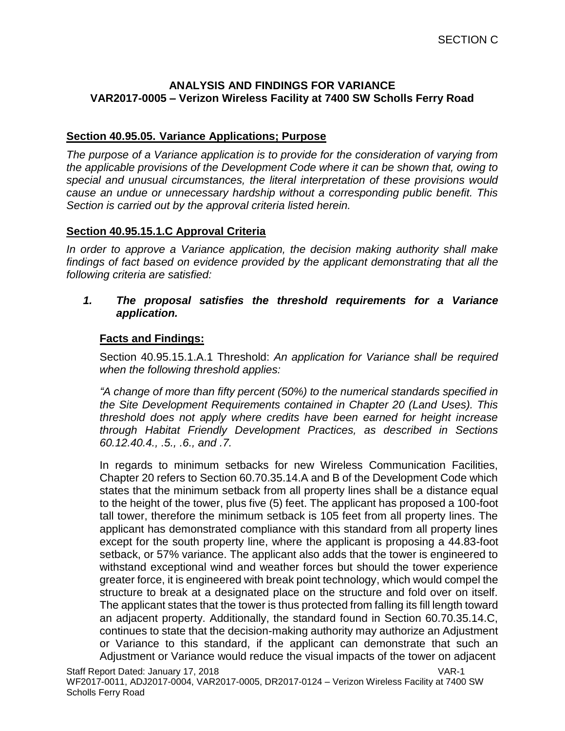SECTION C

## ANALYSIS AND FINDINGS FOR VARIANCE
## VAR2017-0005 – Verizon Wireless Facility at 7400 SW Scholls Ferry Road

### Section 40.95.05. Variance Applications; Purpose

*The purpose of a Variance application is to provide for the consideration of varying from the applicable provisions of the Development Code where it can be shown that, owing to special and unusual circumstances, the literal interpretation of these provisions would cause an undue or unnecessary hardship without a corresponding public benefit. This Section is carried out by the approval criteria listed herein.*

### Section 40.95.15.1.C Approval Criteria

*In order to approve a Variance application, the decision making authority shall make findings of fact based on evidence provided by the applicant demonstrating that all the following criteria are satisfied:*

***1. The proposal satisfies the threshold requirements for a Variance application.***

**Facts and Findings:**

Section 40.95.15.1.A.1 Threshold: *An application for Variance shall be required when the following threshold applies:*

*"A change of more than fifty percent (50%) to the numerical standards specified in the Site Development Requirements contained in Chapter 20 (Land Uses). This threshold does not apply where credits have been earned for height increase through Habitat Friendly Development Practices, as described in Sections 60.12.40.4., .5., .6., and .7.*

In regards to minimum setbacks for new Wireless Communication Facilities, Chapter 20 refers to Section 60.70.35.14.A and B of the Development Code which states that the minimum setback from all property lines shall be a distance equal to the height of the tower, plus five (5) feet. The applicant has proposed a 100-foot tall tower, therefore the minimum setback is 105 feet from all property lines. The applicant has demonstrated compliance with this standard from all property lines except for the south property line, where the applicant is proposing a 44.83-foot setback, or 57% variance. The applicant also adds that the tower is engineered to withstand exceptional wind and weather forces but should the tower experience greater force, it is engineered with break point technology, which would compel the structure to break at a designated place on the structure and fold over on itself. The applicant states that the tower is thus protected from falling its fill length toward an adjacent property. Additionally, the standard found in Section 60.70.35.14.C, continues to state that the decision-making authority may authorize an Adjustment or Variance to this standard, if the applicant can demonstrate that such an Adjustment or Variance would reduce the visual impacts of the tower on adjacent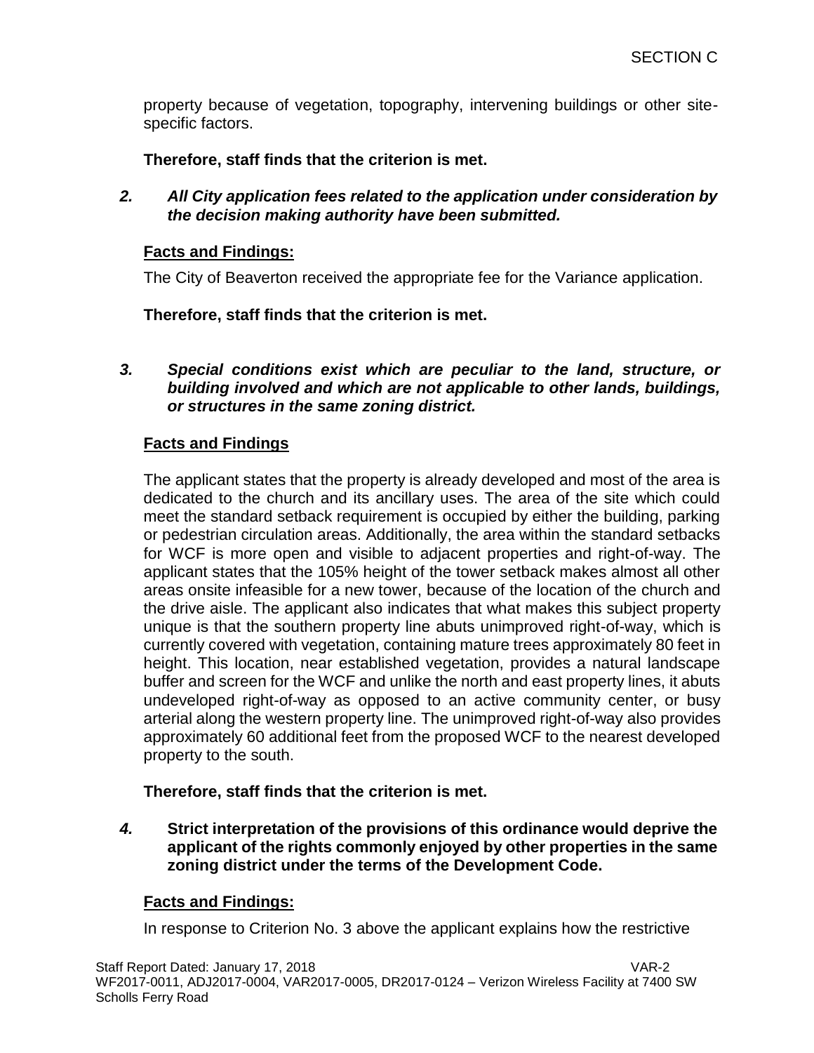property because of vegetation, topography, intervening buildings or other site-specific factors.

**Therefore, staff finds that the criterion is met.**

***2. All City application fees related to the application under consideration by the decision making authority have been submitted.***

**Facts and Findings:**

The City of Beaverton received the appropriate fee for the Variance application.

**Therefore, staff finds that the criterion is met.**

***3. Special conditions exist which are peculiar to the land, structure, or building involved and which are not applicable to other lands, buildings, or structures in the same zoning district.***

**Facts and Findings**

The applicant states that the property is already developed and most of the area is dedicated to the church and its ancillary uses. The area of the site which could meet the standard setback requirement is occupied by either the building, parking or pedestrian circulation areas. Additionally, the area within the standard setbacks for WCF is more open and visible to adjacent properties and right-of-way. The applicant states that the 105% height of the tower setback makes almost all other areas onsite infeasible for a new tower, because of the location of the church and the drive aisle. The applicant also indicates that what makes this subject property unique is that the southern property line abuts unimproved right-of-way, which is currently covered with vegetation, containing mature trees approximately 80 feet in height. This location, near established vegetation, provides a natural landscape buffer and screen for the WCF and unlike the north and east property lines, it abuts undeveloped right-of-way as opposed to an active community center, or busy arterial along the western property line. The unimproved right-of-way also provides approximately 60 additional feet from the proposed WCF to the nearest developed property to the south.

**Therefore, staff finds that the criterion is met.**

***4.*** **Strict interpretation of the provisions of this ordinance would deprive the applicant of the rights commonly enjoyed by other properties in the same zoning district under the terms of the Development Code.**

**Facts and Findings:**

In response to Criterion No. 3 above the applicant explains how the restrictive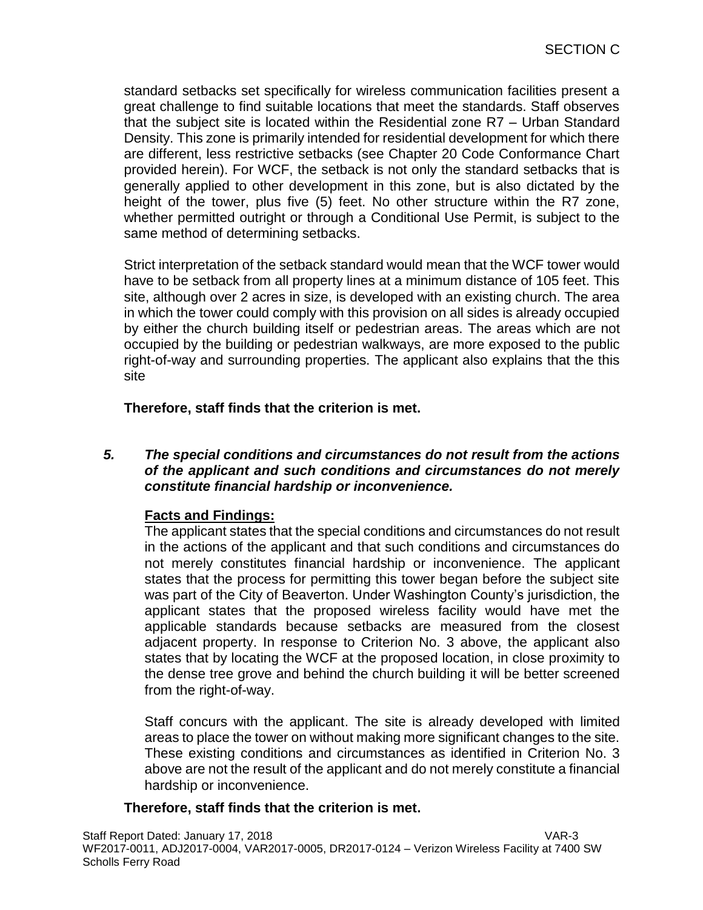standard setbacks set specifically for wireless communication facilities present a great challenge to find suitable locations that meet the standards. Staff observes that the subject site is located within the Residential zone R7 – Urban Standard Density. This zone is primarily intended for residential development for which there are different, less restrictive setbacks (see Chapter 20 Code Conformance Chart provided herein). For WCF, the setback is not only the standard setbacks that is generally applied to other development in this zone, but is also dictated by the height of the tower, plus five (5) feet. No other structure within the R7 zone, whether permitted outright or through a Conditional Use Permit, is subject to the same method of determining setbacks.

Strict interpretation of the setback standard would mean that the WCF tower would have to be setback from all property lines at a minimum distance of 105 feet. This site, although over 2 acres in size, is developed with an existing church. The area in which the tower could comply with this provision on all sides is already occupied by either the church building itself or pedestrian areas. The areas which are not occupied by the building or pedestrian walkways, are more exposed to the public right-of-way and surrounding properties. The applicant also explains that the this site

**Therefore, staff finds that the criterion is met.**

***5. The special conditions and circumstances do not result from the actions of the applicant and such conditions and circumstances do not merely constitute financial hardship or inconvenience.***

**Facts and Findings:**

The applicant states that the special conditions and circumstances do not result in the actions of the applicant and that such conditions and circumstances do not merely constitutes financial hardship or inconvenience. The applicant states that the process for permitting this tower began before the subject site was part of the City of Beaverton. Under Washington County's jurisdiction, the applicant states that the proposed wireless facility would have met the applicable standards because setbacks are measured from the closest adjacent property. In response to Criterion No. 3 above, the applicant also states that by locating the WCF at the proposed location, in close proximity to the dense tree grove and behind the church building it will be better screened from the right-of-way.

Staff concurs with the applicant. The site is already developed with limited areas to place the tower on without making more significant changes to the site. These existing conditions and circumstances as identified in Criterion No. 3 above are not the result of the applicant and do not merely constitute a financial hardship or inconvenience.

**Therefore, staff finds that the criterion is met.**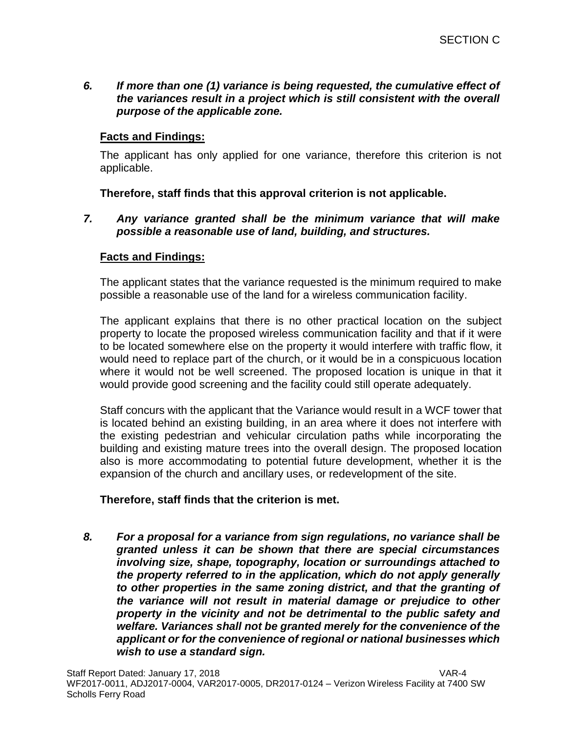*6. **If more than one (1) variance is being requested, the cumulative effect of the variances result in a project which is still consistent with the overall purpose of the applicable zone.***

**Facts and Findings:**

The applicant has only applied for one variance, therefore this criterion is not applicable.

**Therefore, staff finds that this approval criterion is not applicable.**

*7. **Any variance granted shall be the minimum variance that will make possible a reasonable use of land, building, and structures.***

**Facts and Findings:**

The applicant states that the variance requested is the minimum required to make possible a reasonable use of the land for a wireless communication facility.

The applicant explains that there is no other practical location on the subject property to locate the proposed wireless communication facility and that if it were to be located somewhere else on the property it would interfere with traffic flow, it would need to replace part of the church, or it would be in a conspicuous location where it would not be well screened. The proposed location is unique in that it would provide good screening and the facility could still operate adequately.

Staff concurs with the applicant that the Variance would result in a WCF tower that is located behind an existing building, in an area where it does not interfere with the existing pedestrian and vehicular circulation paths while incorporating the building and existing mature trees into the overall design. The proposed location also is more accommodating to potential future development, whether it is the expansion of the church and ancillary uses, or redevelopment of the site.

**Therefore, staff finds that the criterion is met.**

*8. **For a proposal for a variance from sign regulations, no variance shall be granted unless it can be shown that there are special circumstances involving size, shape, topography, location or surroundings attached to the property referred to in the application, which do not apply generally to other properties in the same zoning district, and that the granting of the variance will not result in material damage or prejudice to other property in the vicinity and not be detrimental to the public safety and welfare. Variances shall not be granted merely for the convenience of the applicant or for the convenience of regional or national businesses which wish to use a standard sign.***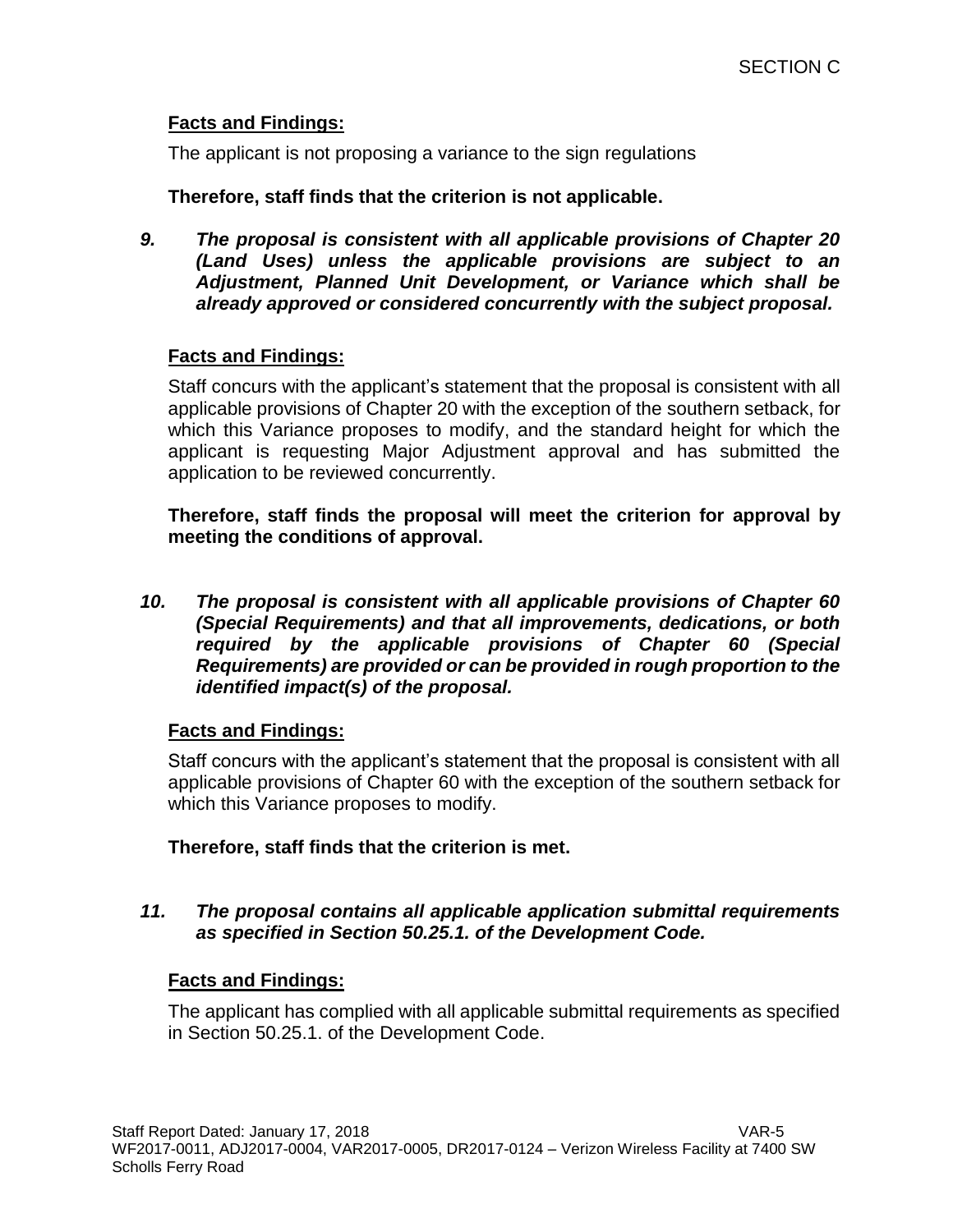**Facts and Findings:**

The applicant is not proposing a variance to the sign regulations

**Therefore, staff finds that the criterion is not applicable.**

***9. The proposal is consistent with all applicable provisions of Chapter 20 (Land Uses) unless the applicable provisions are subject to an Adjustment, Planned Unit Development, or Variance which shall be already approved or considered concurrently with the subject proposal.***

**Facts and Findings:**

Staff concurs with the applicant's statement that the proposal is consistent with all applicable provisions of Chapter 20 with the exception of the southern setback, for which this Variance proposes to modify, and the standard height for which the applicant is requesting Major Adjustment approval and has submitted the application to be reviewed concurrently.

**Therefore, staff finds the proposal will meet the criterion for approval by meeting the conditions of approval.**

***10. The proposal is consistent with all applicable provisions of Chapter 60 (Special Requirements) and that all improvements, dedications, or both required by the applicable provisions of Chapter 60 (Special Requirements) are provided or can be provided in rough proportion to the identified impact(s) of the proposal.***

**Facts and Findings:**

Staff concurs with the applicant's statement that the proposal is consistent with all applicable provisions of Chapter 60 with the exception of the southern setback for which this Variance proposes to modify.

**Therefore, staff finds that the criterion is met.**

***11. The proposal contains all applicable application submittal requirements as specified in Section 50.25.1. of the Development Code.***

**Facts and Findings:**

The applicant has complied with all applicable submittal requirements as specified in Section 50.25.1. of the Development Code.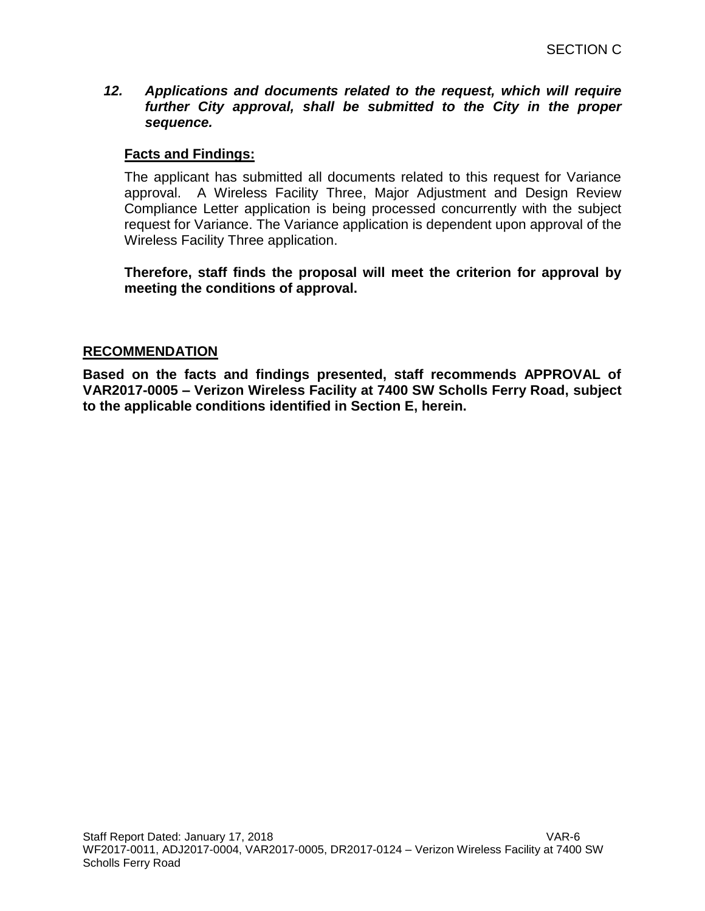***12. Applications and documents related to the request, which will require further City approval, shall be submitted to the City in the proper sequence.***

**Facts and Findings:**

The applicant has submitted all documents related to this request for Variance approval. A Wireless Facility Three, Major Adjustment and Design Review Compliance Letter application is being processed concurrently with the subject request for Variance. The Variance application is dependent upon approval of the Wireless Facility Three application.

**Therefore, staff finds the proposal will meet the criterion for approval by meeting the conditions of approval.**

## RECOMMENDATION

**Based on the facts and findings presented, staff recommends APPROVAL of VAR2017-0005 – Verizon Wireless Facility at 7400 SW Scholls Ferry Road, subject to the applicable conditions identified in Section E, herein.**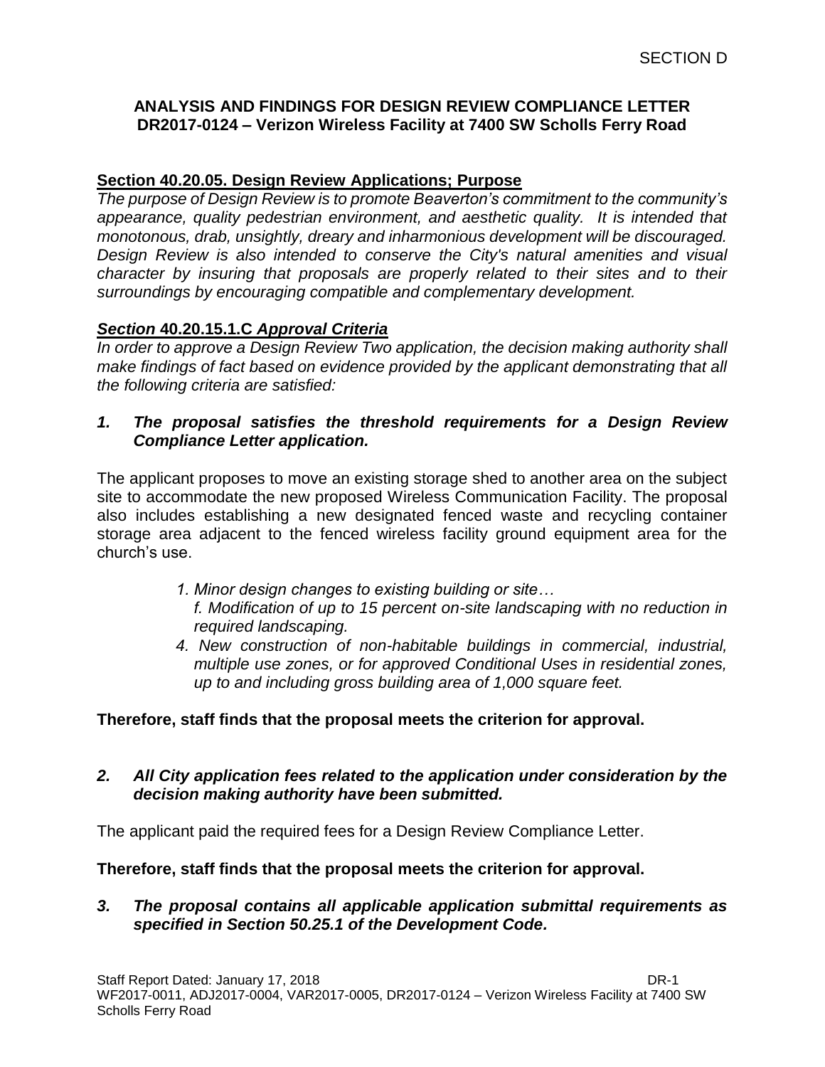SECTION D

**ANALYSIS AND FINDINGS FOR DESIGN REVIEW COMPLIANCE LETTER**
**DR2017-0124 – Verizon Wireless Facility at 7400 SW Scholls Ferry Road**

**Section 40.20.05. Design Review Applications; Purpose**

*The purpose of Design Review is to promote Beaverton's commitment to the community's appearance, quality pedestrian environment, and aesthetic quality. It is intended that monotonous, drab, unsightly, dreary and inharmonious development will be discouraged. Design Review is also intended to conserve the City's natural amenities and visual character by insuring that proposals are properly related to their sites and to their surroundings by encouraging compatible and complementary development.*

***Section* 40.20.15.1.C *Approval Criteria***

*In order to approve a Design Review Two application, the decision making authority shall make findings of fact based on evidence provided by the applicant demonstrating that all the following criteria are satisfied:*

***1. The proposal satisfies the threshold requirements for a Design Review Compliance Letter application.***

The applicant proposes to move an existing storage shed to another area on the subject site to accommodate the new proposed Wireless Communication Facility. The proposal also includes establishing a new designated fenced waste and recycling container storage area adjacent to the fenced wireless facility ground equipment area for the church's use.

> *1. Minor design changes to existing building or site…*
> *f. Modification of up to 15 percent on-site landscaping with no reduction in required landscaping.*
>
> *4. New construction of non-habitable buildings in commercial, industrial, multiple use zones, or for approved Conditional Uses in residential zones, up to and including gross building area of 1,000 square feet.*

**Therefore, staff finds that the proposal meets the criterion for approval.**

***2. All City application fees related to the application under consideration by the decision making authority have been submitted.***

The applicant paid the required fees for a Design Review Compliance Letter.

**Therefore, staff finds that the proposal meets the criterion for approval.**

***3. The proposal contains all applicable application submittal requirements as specified in Section 50.25.1 of the Development Code.***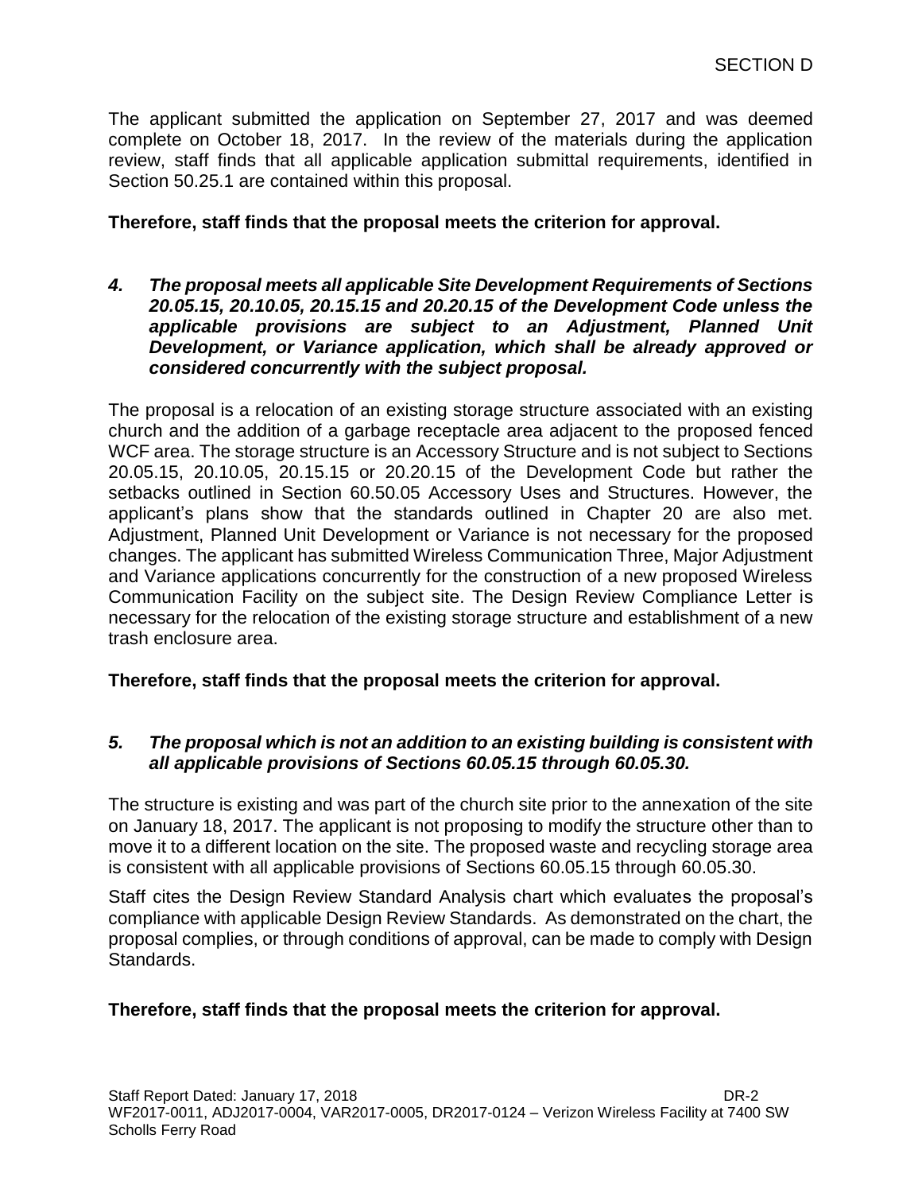The applicant submitted the application on September 27, 2017 and was deemed complete on October 18, 2017. In the review of the materials during the application review, staff finds that all applicable application submittal requirements, identified in Section 50.25.1 are contained within this proposal.

**Therefore, staff finds that the proposal meets the criterion for approval.**

***4. The proposal meets all applicable Site Development Requirements of Sections 20.05.15, 20.10.05, 20.15.15 and 20.20.15 of the Development Code unless the applicable provisions are subject to an Adjustment, Planned Unit Development, or Variance application, which shall be already approved or considered concurrently with the subject proposal.***

The proposal is a relocation of an existing storage structure associated with an existing church and the addition of a garbage receptacle area adjacent to the proposed fenced WCF area. The storage structure is an Accessory Structure and is not subject to Sections 20.05.15, 20.10.05, 20.15.15 or 20.20.15 of the Development Code but rather the setbacks outlined in Section 60.50.05 Accessory Uses and Structures. However, the applicant's plans show that the standards outlined in Chapter 20 are also met. Adjustment, Planned Unit Development or Variance is not necessary for the proposed changes. The applicant has submitted Wireless Communication Three, Major Adjustment and Variance applications concurrently for the construction of a new proposed Wireless Communication Facility on the subject site. The Design Review Compliance Letter is necessary for the relocation of the existing storage structure and establishment of a new trash enclosure area.

**Therefore, staff finds that the proposal meets the criterion for approval.**

***5. The proposal which is not an addition to an existing building is consistent with all applicable provisions of Sections 60.05.15 through 60.05.30.***

The structure is existing and was part of the church site prior to the annexation of the site on January 18, 2017. The applicant is not proposing to modify the structure other than to move it to a different location on the site. The proposed waste and recycling storage area is consistent with all applicable provisions of Sections 60.05.15 through 60.05.30.

Staff cites the Design Review Standard Analysis chart which evaluates the proposal's compliance with applicable Design Review Standards. As demonstrated on the chart, the proposal complies, or through conditions of approval, can be made to comply with Design Standards.

**Therefore, staff finds that the proposal meets the criterion for approval.**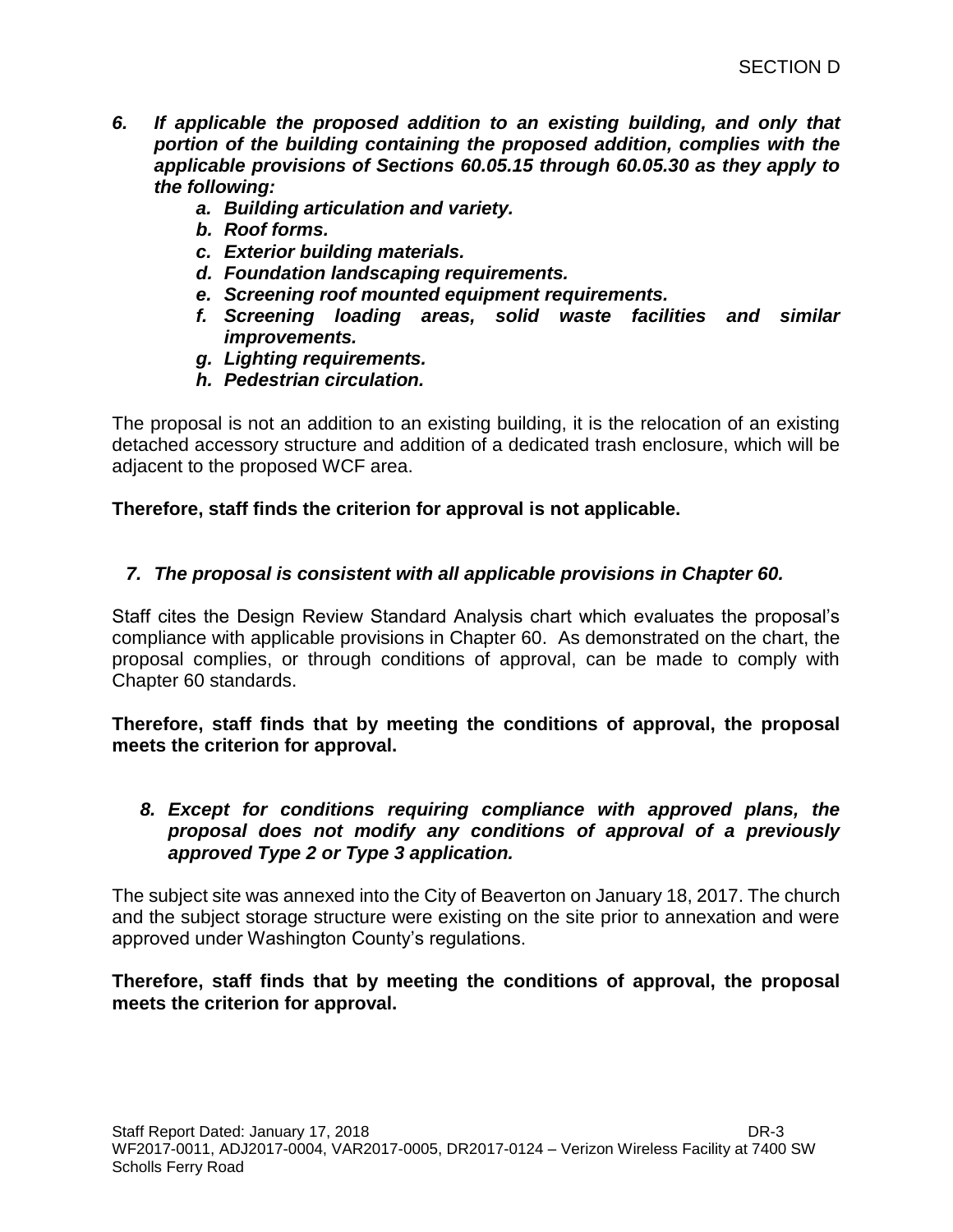6. ***If applicable the proposed addition to an existing building, and only that portion of the building containing the proposed addition, complies with the applicable provisions of Sections 60.05.15 through 60.05.30 as they apply to the following:***
   - ***a. Building articulation and variety.***
   - ***b. Roof forms.***
   - ***c. Exterior building materials.***
   - ***d. Foundation landscaping requirements.***
   - ***e. Screening roof mounted equipment requirements.***
   - ***f. Screening loading areas, solid waste facilities and similar improvements.***
   - ***g. Lighting requirements.***
   - ***h. Pedestrian circulation.***

The proposal is not an addition to an existing building, it is the relocation of an existing detached accessory structure and addition of a dedicated trash enclosure, which will be adjacent to the proposed WCF area.

**Therefore, staff finds the criterion for approval is not applicable.**

7. ***The proposal is consistent with all applicable provisions in Chapter 60.***

Staff cites the Design Review Standard Analysis chart which evaluates the proposal's compliance with applicable provisions in Chapter 60. As demonstrated on the chart, the proposal complies, or through conditions of approval, can be made to comply with Chapter 60 standards.

**Therefore, staff finds that by meeting the conditions of approval, the proposal meets the criterion for approval.**

8. ***Except for conditions requiring compliance with approved plans, the proposal does not modify any conditions of approval of a previously approved Type 2 or Type 3 application.***

The subject site was annexed into the City of Beaverton on January 18, 2017. The church and the subject storage structure were existing on the site prior to annexation and were approved under Washington County's regulations.

**Therefore, staff finds that by meeting the conditions of approval, the proposal meets the criterion for approval.**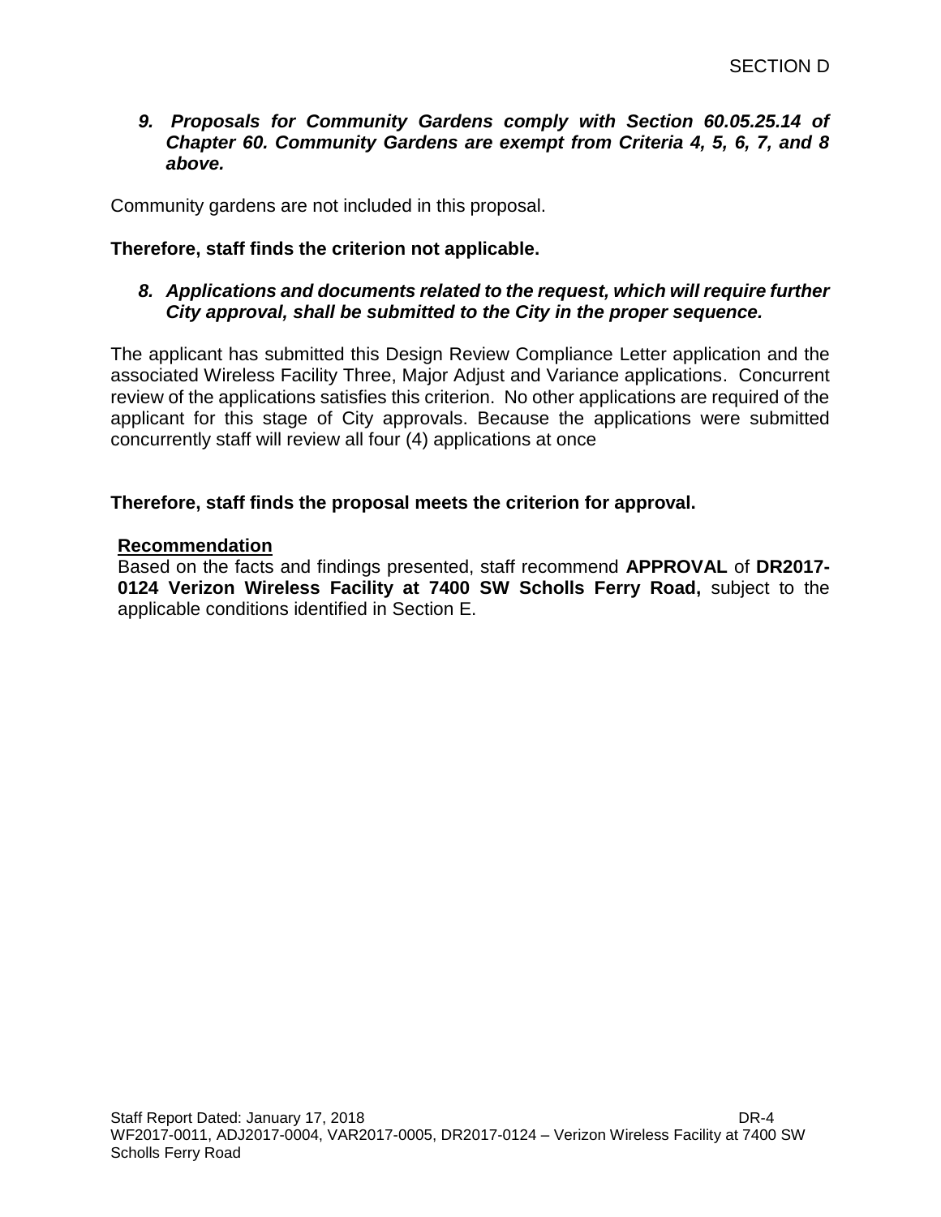*9. **Proposals for Community Gardens comply with Section 60.05.25.14 of Chapter 60. Community Gardens are exempt from Criteria 4, 5, 6, 7, and 8 above.***

Community gardens are not included in this proposal.

**Therefore, staff finds the criterion not applicable.**

*8. **Applications and documents related to the request, which will require further City approval, shall be submitted to the City in the proper sequence.***

The applicant has submitted this Design Review Compliance Letter application and the associated Wireless Facility Three, Major Adjust and Variance applications. Concurrent review of the applications satisfies this criterion. No other applications are required of the applicant for this stage of City approvals. Because the applications were submitted concurrently staff will review all four (4) applications at once

**Therefore, staff finds the proposal meets the criterion for approval.**

**Recommendation**

Based on the facts and findings presented, staff recommend **APPROVAL** of **DR2017-0124 Verizon Wireless Facility at 7400 SW Scholls Ferry Road,** subject to the applicable conditions identified in Section E.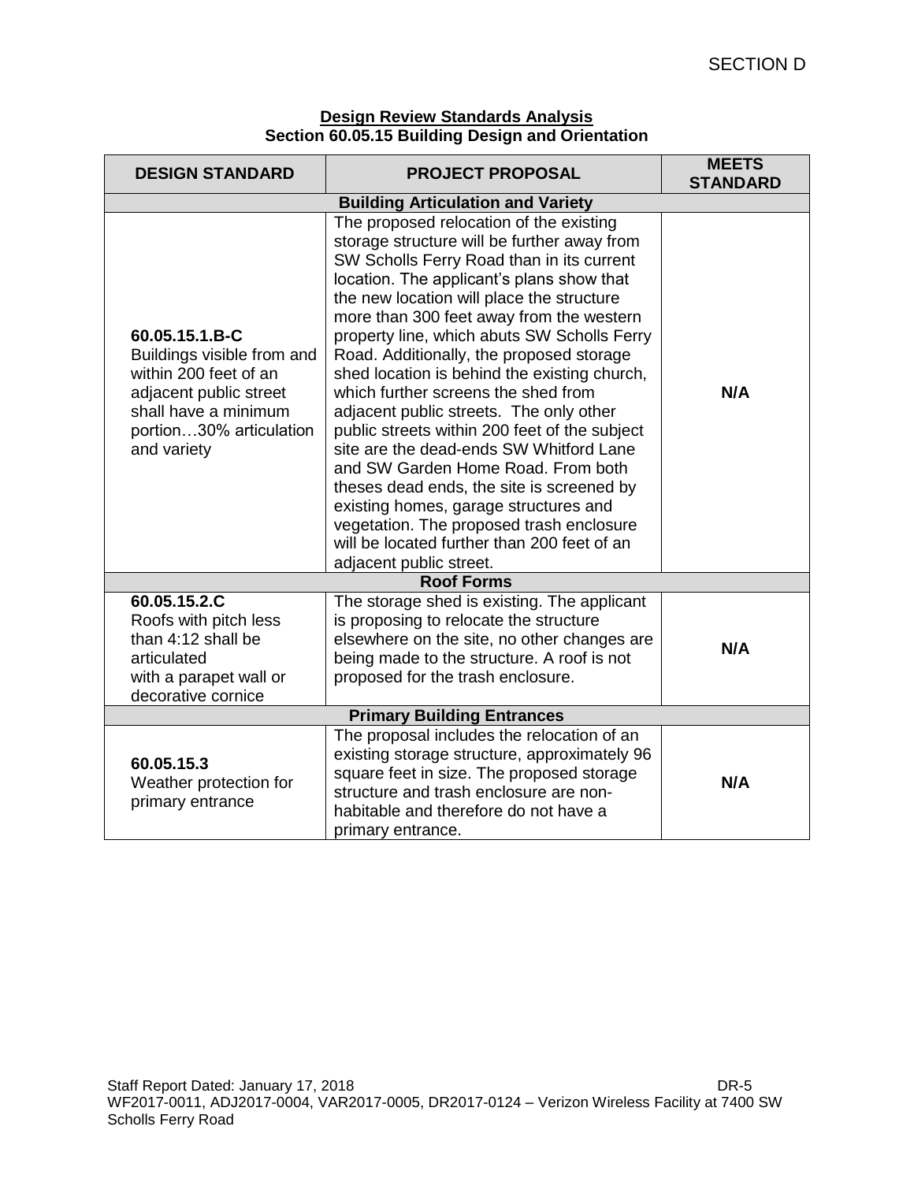SECTION D

**Design Review Standards Analysis**
**Section 60.05.15 Building Design and Orientation**

| DESIGN STANDARD | PROJECT PROPOSAL | MEETS STANDARD |
|---|---|---|
| **Building Articulation and Variety** | | |
| **60.05.15.1.B-C** Buildings visible from and within 200 feet of an adjacent public street shall have a minimum portion…30% articulation and variety | The proposed relocation of the existing storage structure will be further away from SW Scholls Ferry Road than in its current location. The applicant's plans show that the new location will place the structure more than 300 feet away from the western property line, which abuts SW Scholls Ferry Road. Additionally, the proposed storage shed location is behind the existing church, which further screens the shed from adjacent public streets. The only other public streets within 200 feet of the subject site are the dead-ends SW Whitford Lane and SW Garden Home Road. From both theses dead ends, the site is screened by existing homes, garage structures and vegetation. The proposed trash enclosure will be located further than 200 feet of an adjacent public street. | **N/A** |
| **Roof Forms** | | |
| **60.05.15.2.C** Roofs with pitch less than 4:12 shall be articulated with a parapet wall or decorative cornice | The storage shed is existing. The applicant is proposing to relocate the structure elsewhere on the site, no other changes are being made to the structure. A roof is not proposed for the trash enclosure. | **N/A** |
| **Primary Building Entrances** | | |
| **60.05.15.3** Weather protection for primary entrance | The proposal includes the relocation of an existing storage structure, approximately 96 square feet in size. The proposed storage structure and trash enclosure are non-habitable and therefore do not have a primary entrance. | **N/A** |

Staff Report Dated: January 17, 2018

WF2017-0011, ADJ2017-0004, VAR2017-0005, DR2017-0124 – Verizon Wireless Facility at 7400 SW Scholls Ferry Road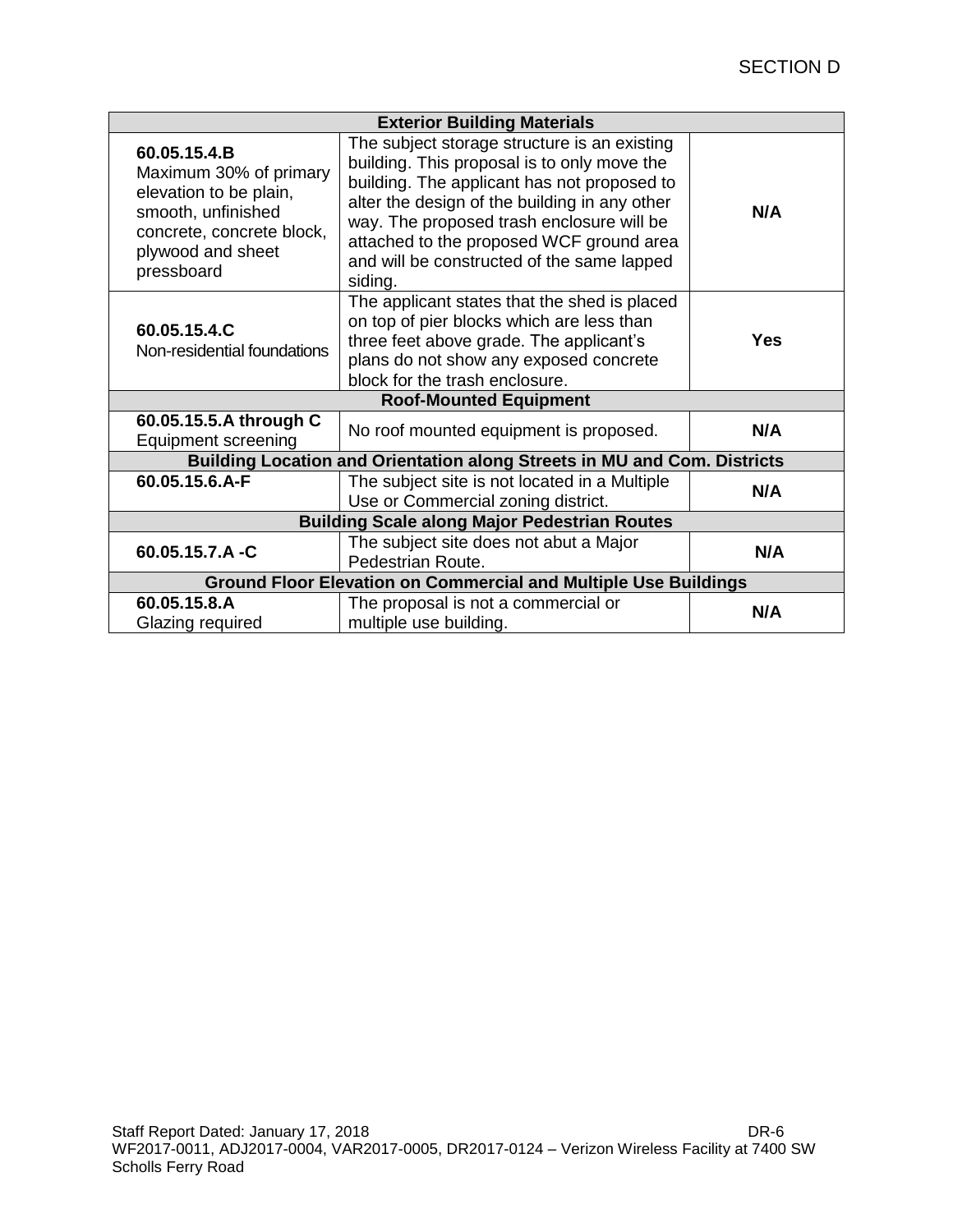| Exterior Building Materials | | |
|---|---|---|
| **60.05.15.4.B** Maximum 30% of primary elevation to be plain, smooth, unfinished concrete, concrete block, plywood and sheet pressboard | The subject storage structure is an existing building. This proposal is to only move the building. The applicant has not proposed to alter the design of the building in any other way. The proposed trash enclosure will be attached to the proposed WCF ground area and will be constructed of the same lapped siding. | **N/A** |
| **60.05.15.4.C** Non-residential foundations | The applicant states that the shed is placed on top of pier blocks which are less than three feet above grade. The applicant's plans do not show any exposed concrete block for the trash enclosure. | **Yes** |
| **Roof-Mounted Equipment** | | |
| **60.05.15.5.A through C** Equipment screening | No roof mounted equipment is proposed. | **N/A** |
| **Building Location and Orientation along Streets in MU and Com. Districts** | | |
| **60.05.15.6.A-F** | The subject site is not located in a Multiple Use or Commercial zoning district. | **N/A** |
| **Building Scale along Major Pedestrian Routes** | | |
| **60.05.15.7.A -C** | The subject site does not abut a Major Pedestrian Route. | **N/A** |
| **Ground Floor Elevation on Commercial and Multiple Use Buildings** | | |
| **60.05.15.8.A** Glazing required | The proposal is not a commercial or multiple use building. | **N/A** |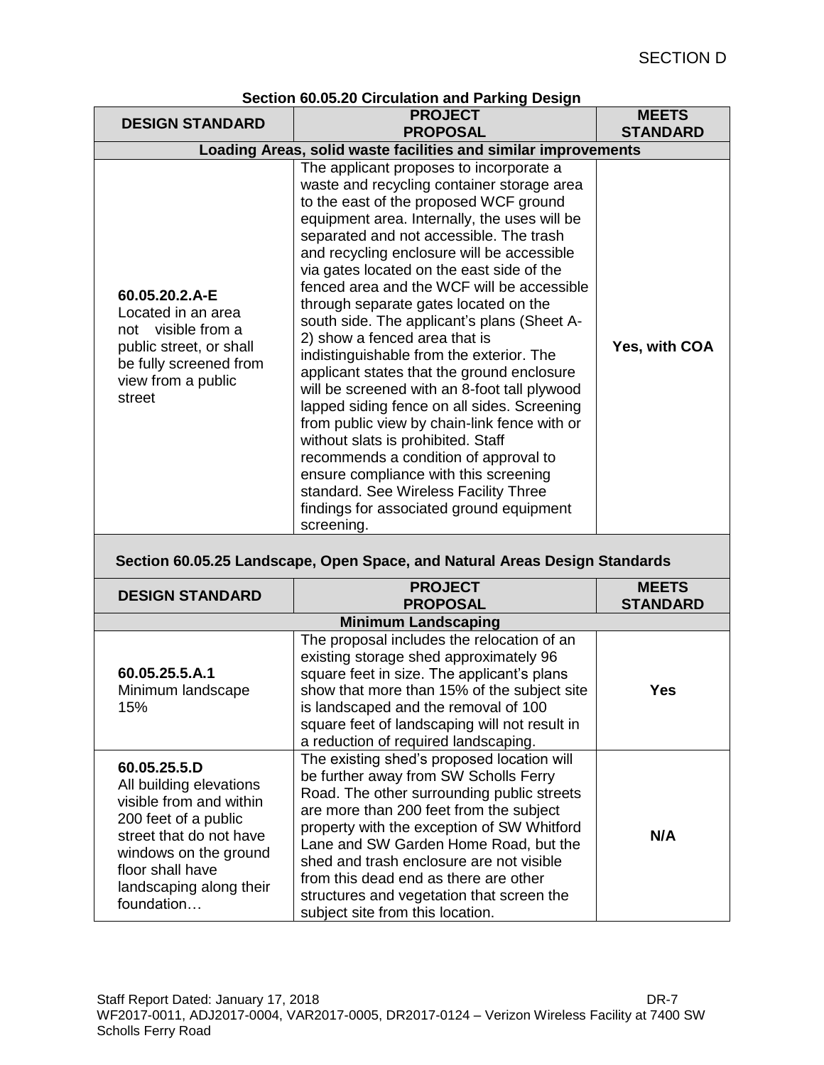SECTION D

**Section 60.05.20 Circulation and Parking Design**

| DESIGN STANDARD | PROJECT PROPOSAL | MEETS STANDARD |
|---|---|---|
| **Loading Areas, solid waste facilities and similar improvements** | | |
| **60.05.20.2.A-E** Located in an area not visible from a public street, or shall be fully screened from view from a public street | The applicant proposes to incorporate a waste and recycling container storage area to the east of the proposed WCF ground equipment area. Internally, the uses will be separated and not accessible. The trash and recycling enclosure will be accessible via gates located on the east side of the fenced area and the WCF will be accessible through separate gates located on the south side. The applicant's plans (Sheet A-2) show a fenced area that is indistinguishable from the exterior. The applicant states that the ground enclosure will be screened with an 8-foot tall plywood lapped siding fence on all sides. Screening from public view by chain-link fence with or without slats is prohibited. Staff recommends a condition of approval to ensure compliance with this screening standard. See Wireless Facility Three findings for associated ground equipment screening. | **Yes, with COA** |

**Section 60.05.25 Landscape, Open Space, and Natural Areas Design Standards**

| DESIGN STANDARD | PROJECT PROPOSAL | MEETS STANDARD |
|---|---|---|
| **Minimum Landscaping** | | |
| **60.05.25.5.A.1** Minimum landscape 15% | The proposal includes the relocation of an existing storage shed approximately 96 square feet in size. The applicant's plans show that more than 15% of the subject site is landscaped and the removal of 100 square feet of landscaping will not result in a reduction of required landscaping. | **Yes** |
| **60.05.25.5.D** All building elevations visible from and within 200 feet of a public street that do not have windows on the ground floor shall have landscaping along their foundation… | The existing shed's proposed location will be further away from SW Scholls Ferry Road. The other surrounding public streets are more than 200 feet from the subject property with the exception of SW Whitford Lane and SW Garden Home Road, but the shed and trash enclosure are not visible from this dead end as there are other structures and vegetation that screen the subject site from this location. | **N/A** |

Staff Report Dated: January 17, 2018 DR-7
WF2017-0011, ADJ2017-0004, VAR2017-0005, DR2017-0124 – Verizon Wireless Facility at 7400 SW Scholls Ferry Road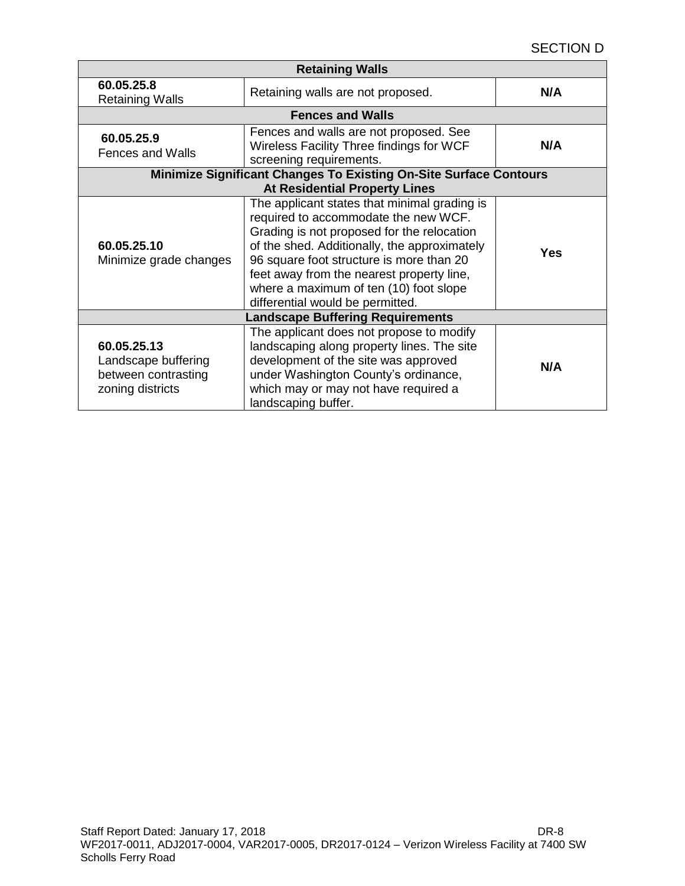SECTION D

| | | |
|---|---|---|
| **Retaining Walls** | | |
| **60.05.25.8** Retaining Walls | Retaining walls are not proposed. | **N/A** |
| **Fences and Walls** | | |
| **60.05.25.9** Fences and Walls | Fences and walls are not proposed. See Wireless Facility Three findings for WCF screening requirements. | **N/A** |
| **Minimize Significant Changes To Existing On-Site Surface Contours At Residential Property Lines** | | |
| **60.05.25.10** Minimize grade changes | The applicant states that minimal grading is required to accommodate the new WCF. Grading is not proposed for the relocation of the shed. Additionally, the approximately 96 square foot structure is more than 20 feet away from the nearest property line, where a maximum of ten (10) foot slope differential would be permitted. | **Yes** |
| **Landscape Buffering Requirements** | | |
| **60.05.25.13** Landscape buffering between contrasting zoning districts | The applicant does not propose to modify landscaping along property lines. The site development of the site was approved under Washington County's ordinance, which may or may not have required a landscaping buffer. | **N/A** |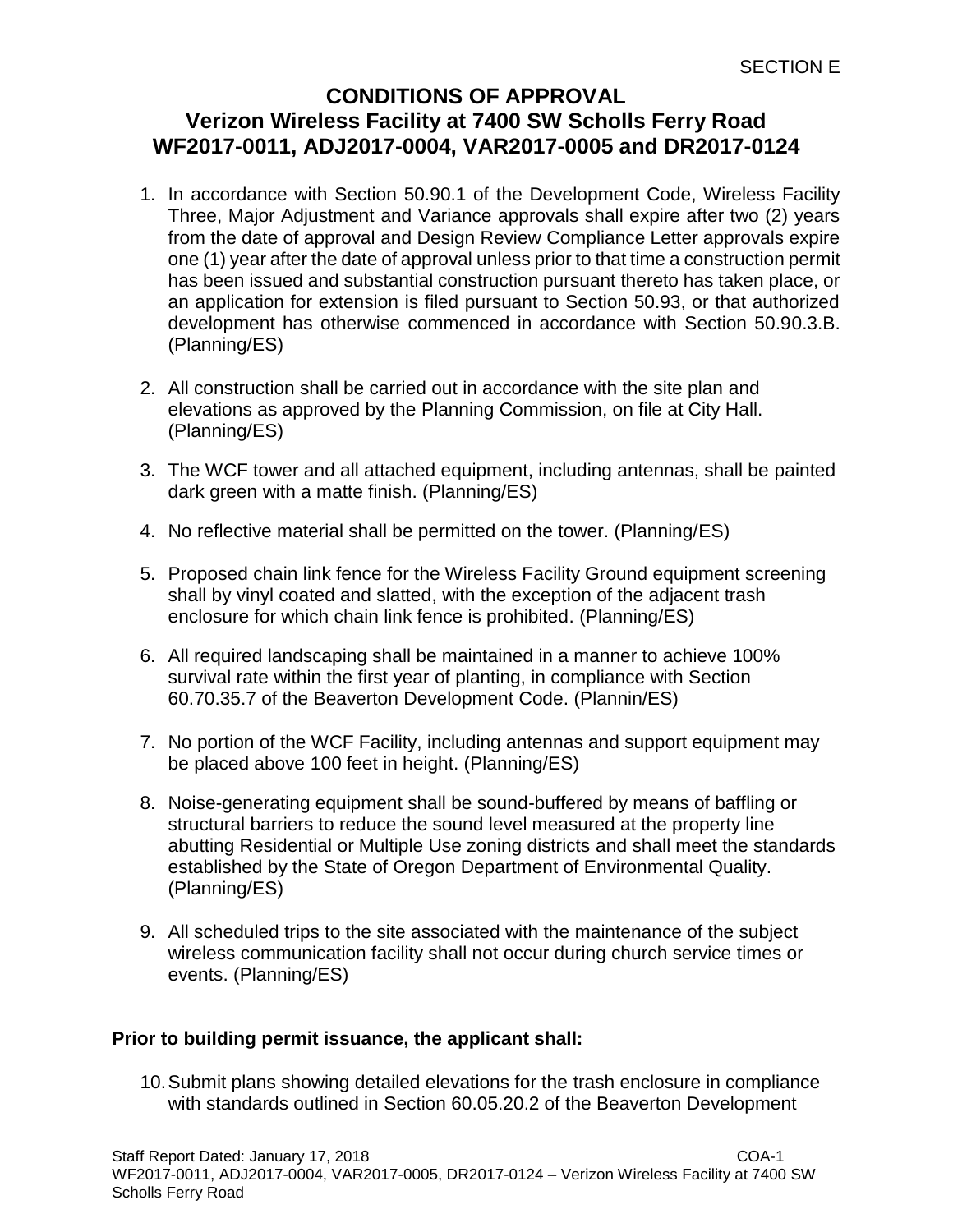SECTION E

# CONDITIONS OF APPROVAL
## Verizon Wireless Facility at 7400 SW Scholls Ferry Road
## WF2017-0011, ADJ2017-0004, VAR2017-0005 and DR2017-0124

1. In accordance with Section 50.90.1 of the Development Code, Wireless Facility Three, Major Adjustment and Variance approvals shall expire after two (2) years from the date of approval and Design Review Compliance Letter approvals expire one (1) year after the date of approval unless prior to that time a construction permit has been issued and substantial construction pursuant thereto has taken place, or an application for extension is filed pursuant to Section 50.93, or that authorized development has otherwise commenced in accordance with Section 50.90.3.B. (Planning/ES)

2. All construction shall be carried out in accordance with the site plan and elevations as approved by the Planning Commission, on file at City Hall. (Planning/ES)

3. The WCF tower and all attached equipment, including antennas, shall be painted dark green with a matte finish. (Planning/ES)

4. No reflective material shall be permitted on the tower. (Planning/ES)

5. Proposed chain link fence for the Wireless Facility Ground equipment screening shall by vinyl coated and slatted, with the exception of the adjacent trash enclosure for which chain link fence is prohibited. (Planning/ES)

6. All required landscaping shall be maintained in a manner to achieve 100% survival rate within the first year of planting, in compliance with Section 60.70.35.7 of the Beaverton Development Code. (Plannin/ES)

7. No portion of the WCF Facility, including antennas and support equipment may be placed above 100 feet in height. (Planning/ES)

8. Noise-generating equipment shall be sound-buffered by means of baffling or structural barriers to reduce the sound level measured at the property line abutting Residential or Multiple Use zoning districts and shall meet the standards established by the State of Oregon Department of Environmental Quality. (Planning/ES)

9. All scheduled trips to the site associated with the maintenance of the subject wireless communication facility shall not occur during church service times or events. (Planning/ES)

**Prior to building permit issuance, the applicant shall:**

10. Submit plans showing detailed elevations for the trash enclosure in compliance with standards outlined in Section 60.05.20.2 of the Beaverton Development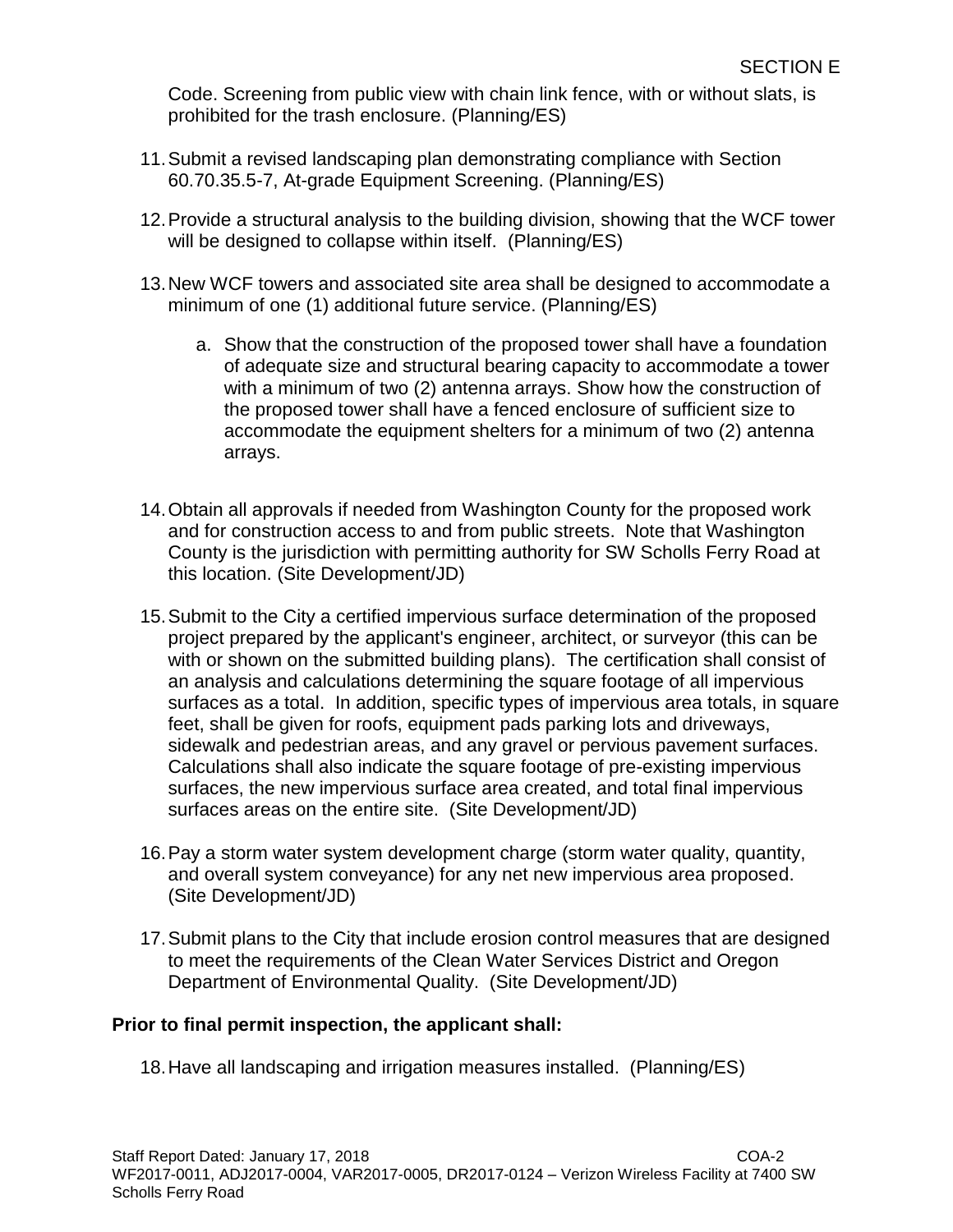Code. Screening from public view with chain link fence, with or without slats, is prohibited for the trash enclosure. (Planning/ES)

11. Submit a revised landscaping plan demonstrating compliance with Section 60.70.35.5-7, At-grade Equipment Screening. (Planning/ES)

12. Provide a structural analysis to the building division, showing that the WCF tower will be designed to collapse within itself. (Planning/ES)

13. New WCF towers and associated site area shall be designed to accommodate a minimum of one (1) additional future service. (Planning/ES)

    a. Show that the construction of the proposed tower shall have a foundation of adequate size and structural bearing capacity to accommodate a tower with a minimum of two (2) antenna arrays. Show how the construction of the proposed tower shall have a fenced enclosure of sufficient size to accommodate the equipment shelters for a minimum of two (2) antenna arrays.

14. Obtain all approvals if needed from Washington County for the proposed work and for construction access to and from public streets. Note that Washington County is the jurisdiction with permitting authority for SW Scholls Ferry Road at this location. (Site Development/JD)

15. Submit to the City a certified impervious surface determination of the proposed project prepared by the applicant's engineer, architect, or surveyor (this can be with or shown on the submitted building plans). The certification shall consist of an analysis and calculations determining the square footage of all impervious surfaces as a total. In addition, specific types of impervious area totals, in square feet, shall be given for roofs, equipment pads parking lots and driveways, sidewalk and pedestrian areas, and any gravel or pervious pavement surfaces. Calculations shall also indicate the square footage of pre-existing impervious surfaces, the new impervious surface area created, and total final impervious surfaces areas on the entire site. (Site Development/JD)

16. Pay a storm water system development charge (storm water quality, quantity, and overall system conveyance) for any net new impervious area proposed. (Site Development/JD)

17. Submit plans to the City that include erosion control measures that are designed to meet the requirements of the Clean Water Services District and Oregon Department of Environmental Quality. (Site Development/JD)

**Prior to final permit inspection, the applicant shall:**

18. Have all landscaping and irrigation measures installed. (Planning/ES)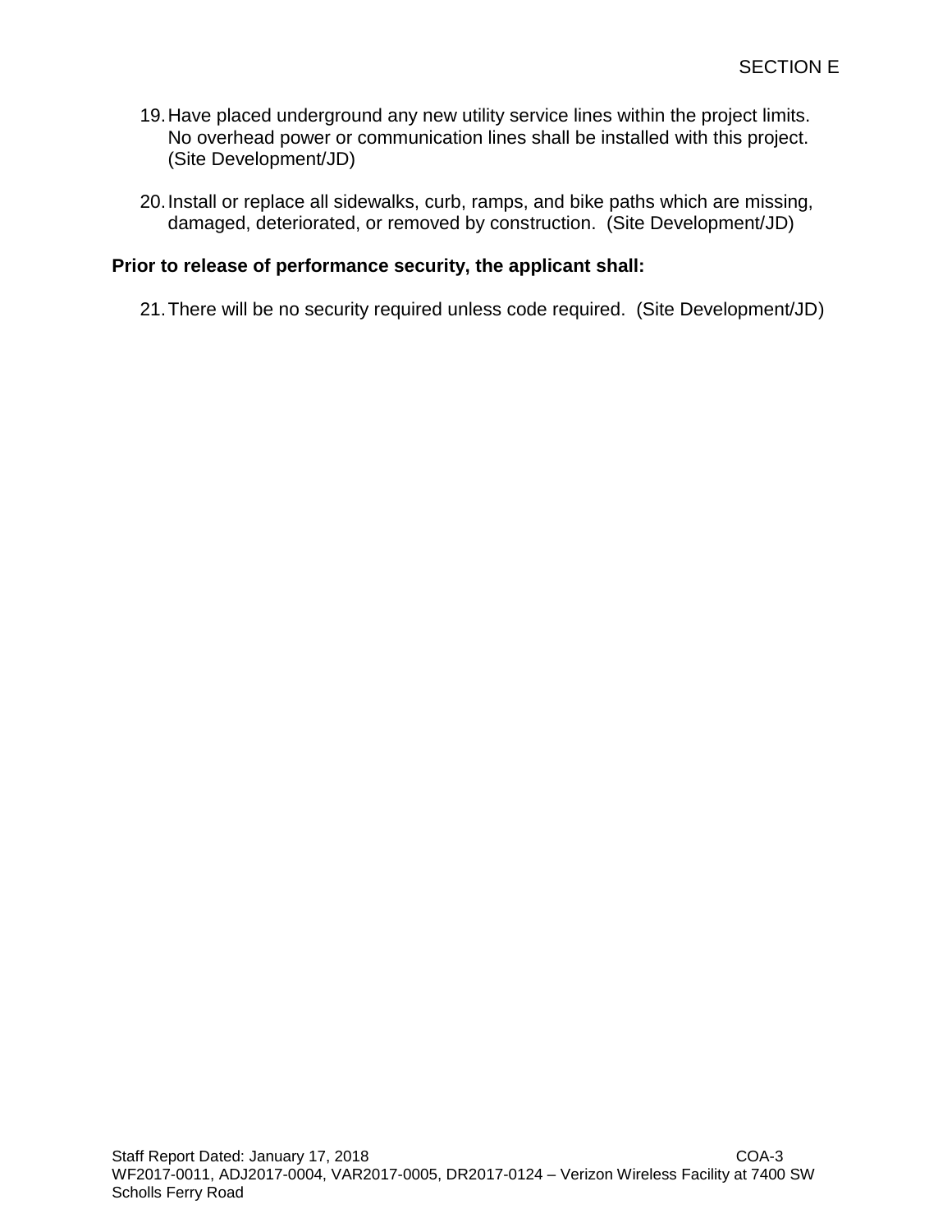19. Have placed underground any new utility service lines within the project limits. No overhead power or communication lines shall be installed with this project. (Site Development/JD)

20. Install or replace all sidewalks, curb, ramps, and bike paths which are missing, damaged, deteriorated, or removed by construction. (Site Development/JD)

**Prior to release of performance security, the applicant shall:**

21. There will be no security required unless code required. (Site Development/JD)